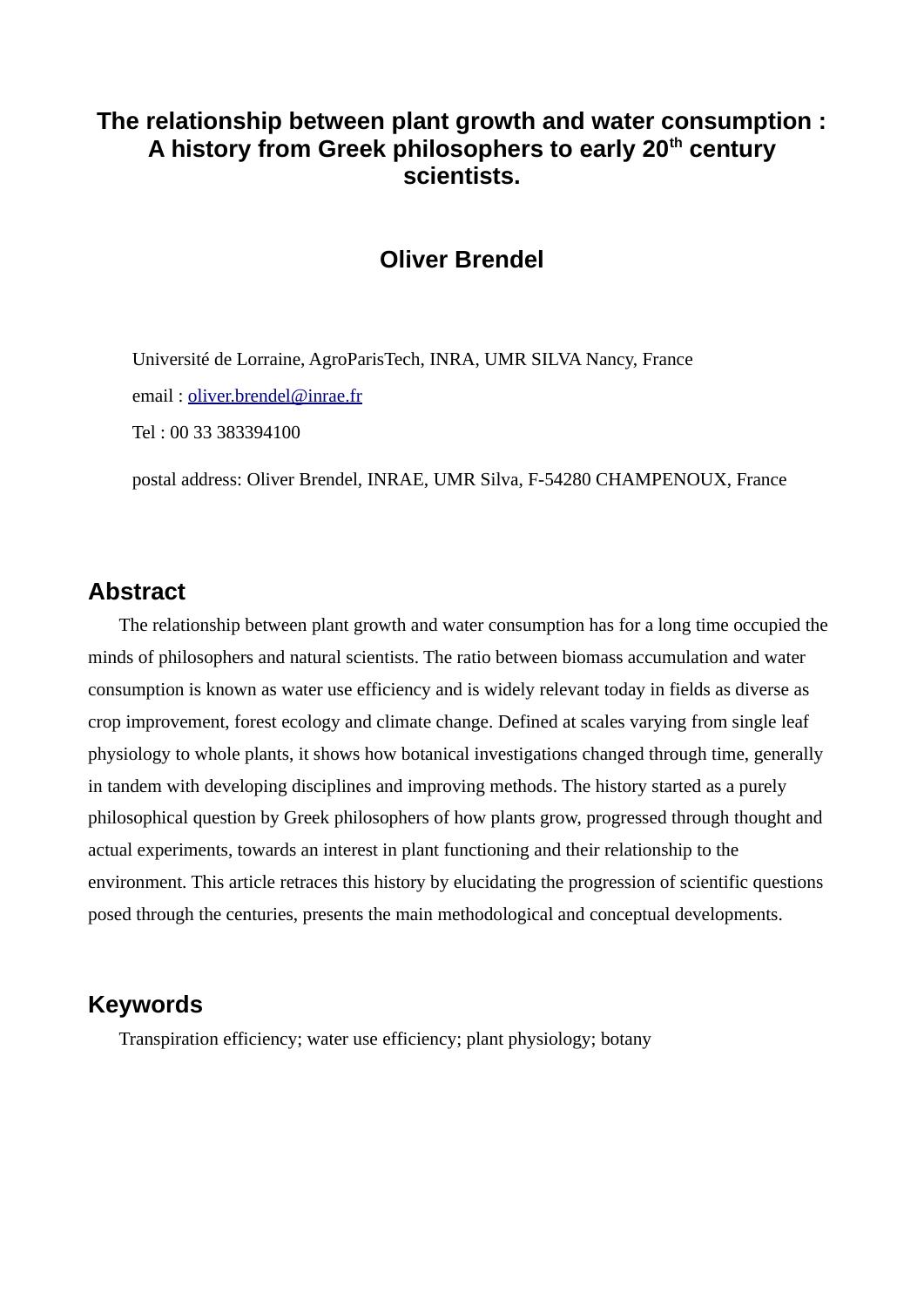# The relationship between plant growth and water consumption : A history from Greek philosophers to early 20th century scientists.

## Oliver Brendel

Université de Lorraine, AgroParisTech, INRA, UMR SILVA Nancy, France

email : oliver.brendel@inrae.fr

Tel : 00 33 383394100

postal address: Oliver Brendel, INRAE, UMR Silva, F-54280 CHAMPENOUX, France

## Abstract

The relationship between plant growth and water consumption has for a long time occupied the minds of philosophers and natural scientists. The ratio between biomass accumulation and water consumption is known as water use efficiency and is widely relevant today in fields as diverse as crop improvement, forest ecology and climate change. Defined at scales varying from single leaf physiology to whole plants, it shows how botanical investigations changed through time, generally in tandem with developing disciplines and improving methods. The history started as a purely philosophical question by Greek philosophers of how plants grow, progressed through thought and actual experiments, towards an interest in plant functioning and their relationship to the environment. This article retraces this history by elucidating the progression of scientific questions posed through the centuries, presents the main methodological and conceptual developments.

## Keywords

Transpiration efficiency; water use efficiency; plant physiology; botany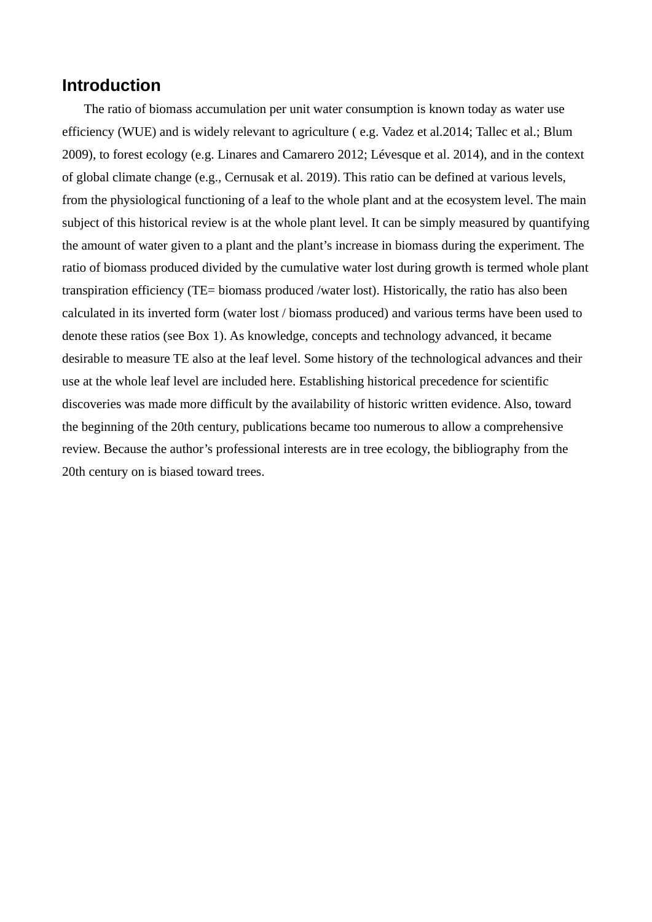## Introduction

The ratio of biomass accumulation per unit water consumption is known today as water use efficiency (WUE) and is widely relevant to agriculture ( e.g. Vadez et al.2014; Tallec et al.; Blum 2009), to forest ecology (e.g. Linares and Camarero 2012; Lévesque et al. 2014), and in the context of global climate change (e.g., Cernusak et al. 2019). This ratio can be defined at various levels, from the physiological functioning of a leaf to the whole plant and at the ecosystem level. The main subject of this historical review is at the whole plant level. It can be simply measured by quantifying the amount of water given to a plant and the plant's increase in biomass during the experiment. The ratio of biomass produced divided by the cumulative water lost during growth is termed whole plant transpiration efficiency (TE= biomass produced /water lost). Historically, the ratio has also been calculated in its inverted form (water lost / biomass produced) and various terms have been used to denote these ratios (see Box 1). As knowledge, concepts and technology advanced, it became desirable to measure TE also at the leaf level. Some history of the technological advances and their use at the whole leaf level are included here. Establishing historical precedence for scientific discoveries was made more difficult by the availability of historic written evidence. Also, toward the beginning of the 20th century, publications became too numerous to allow a comprehensive review. Because the author's professional interests are in tree ecology, the bibliography from the 20th century on is biased toward trees.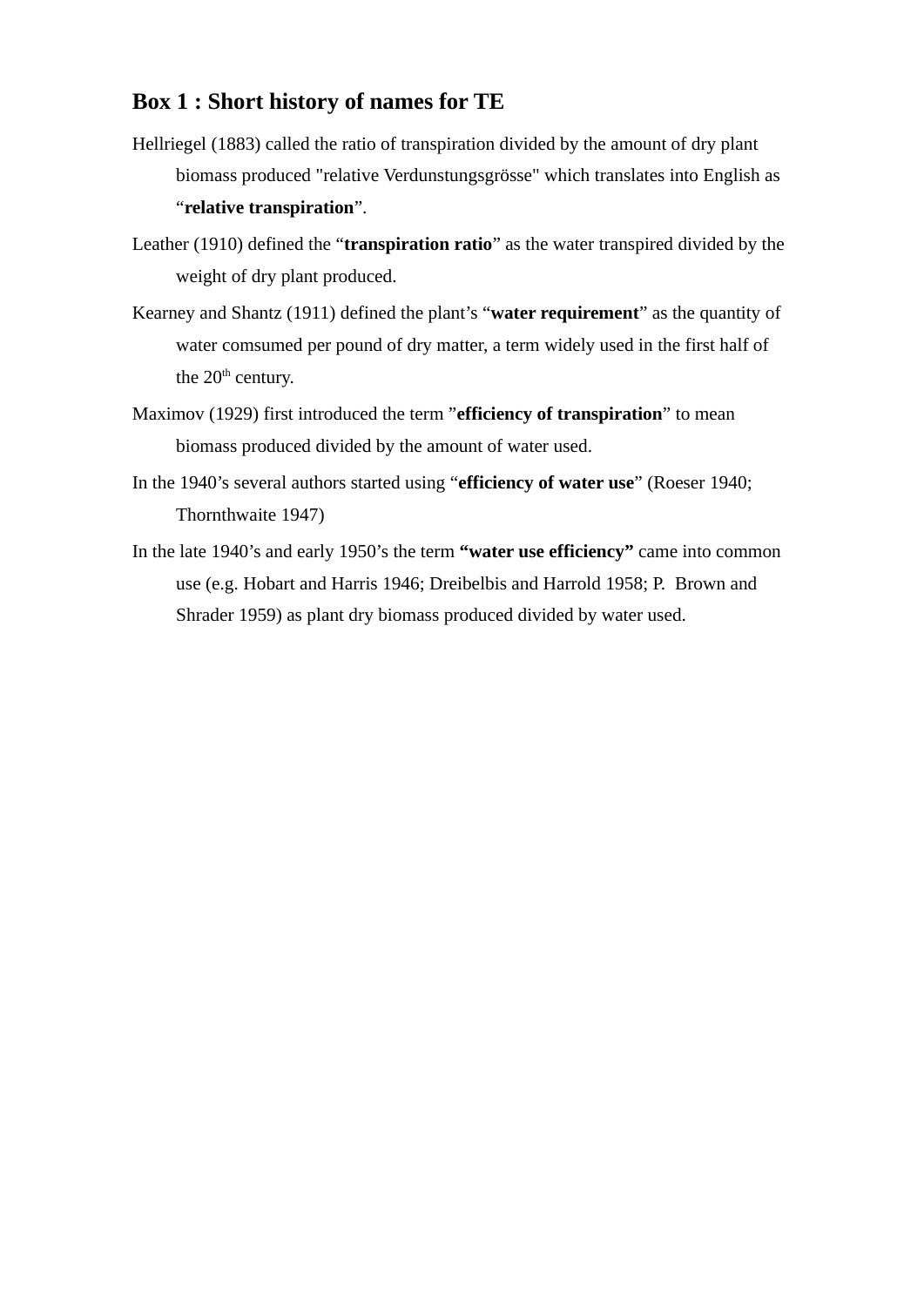## Box 1 : Short history of names for TE

Hellriegel (1883) called the ratio of transpiration divided by the amount of dry plant biomass produced "relative Verdunstungsgrösse" which translates into English as "**relative transpiration**".

Leather (1910) defined the "**transpiration ratio**" as the water transpired divided by the weight of dry plant produced.

Kearney and Shantz (1911) defined the plant's "**water requirement**" as the quantity of water comsumed per pound of dry matter, a term widely used in the first half of the 20th century.

Maximov (1929) first introduced the term "**efficiency of transpiration**" to mean biomass produced divided by the amount of water used.

In the 1940's several authors started using "**efficiency of water use**" (Roeser 1940; Thornthwaite 1947)

In the late 1940's and early 1950's the term **"water use efficiency"** came into common use (e.g. Hobart and Harris 1946; Dreibelbis and Harrold 1958; P. Brown and Shrader 1959) as plant dry biomass produced divided by water used.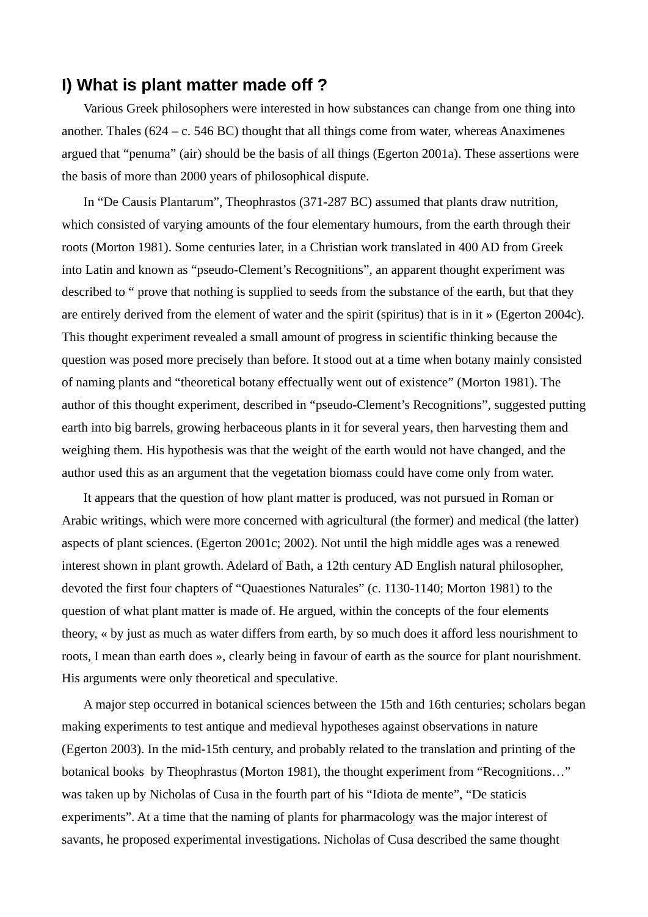## I) What is plant matter made off ?

Various Greek philosophers were interested in how substances can change from one thing into another. Thales (624 – c. 546 BC) thought that all things come from water, whereas Anaximenes argued that "penuma" (air) should be the basis of all things (Egerton 2001a). These assertions were the basis of more than 2000 years of philosophical dispute.

In "De Causis Plantarum", Theophrastos (371-287 BC) assumed that plants draw nutrition, which consisted of varying amounts of the four elementary humours, from the earth through their roots (Morton 1981). Some centuries later, in a Christian work translated in 400 AD from Greek into Latin and known as "pseudo-Clement's Recognitions", an apparent thought experiment was described to " prove that nothing is supplied to seeds from the substance of the earth, but that they are entirely derived from the element of water and the spirit (spiritus) that is in it » (Egerton 2004c). This thought experiment revealed a small amount of progress in scientific thinking because the question was posed more precisely than before. It stood out at a time when botany mainly consisted of naming plants and "theoretical botany effectually went out of existence" (Morton 1981). The author of this thought experiment, described in "pseudo-Clement's Recognitions", suggested putting earth into big barrels, growing herbaceous plants in it for several years, then harvesting them and weighing them. His hypothesis was that the weight of the earth would not have changed, and the author used this as an argument that the vegetation biomass could have come only from water.

It appears that the question of how plant matter is produced, was not pursued in Roman or Arabic writings, which were more concerned with agricultural (the former) and medical (the latter) aspects of plant sciences. (Egerton 2001c; 2002). Not until the high middle ages was a renewed interest shown in plant growth. Adelard of Bath, a 12th century AD English natural philosopher, devoted the first four chapters of "Quaestiones Naturales" (c. 1130-1140; Morton 1981) to the question of what plant matter is made of. He argued, within the concepts of the four elements theory, « by just as much as water differs from earth, by so much does it afford less nourishment to roots, I mean than earth does », clearly being in favour of earth as the source for plant nourishment. His arguments were only theoretical and speculative.

A major step occurred in botanical sciences between the 15th and 16th centuries; scholars began making experiments to test antique and medieval hypotheses against observations in nature (Egerton 2003). In the mid-15th century, and probably related to the translation and printing of the botanical books by Theophrastus (Morton 1981), the thought experiment from "Recognitions…" was taken up by Nicholas of Cusa in the fourth part of his "Idiota de mente", "De staticis experiments". At a time that the naming of plants for pharmacology was the major interest of savants, he proposed experimental investigations. Nicholas of Cusa described the same thought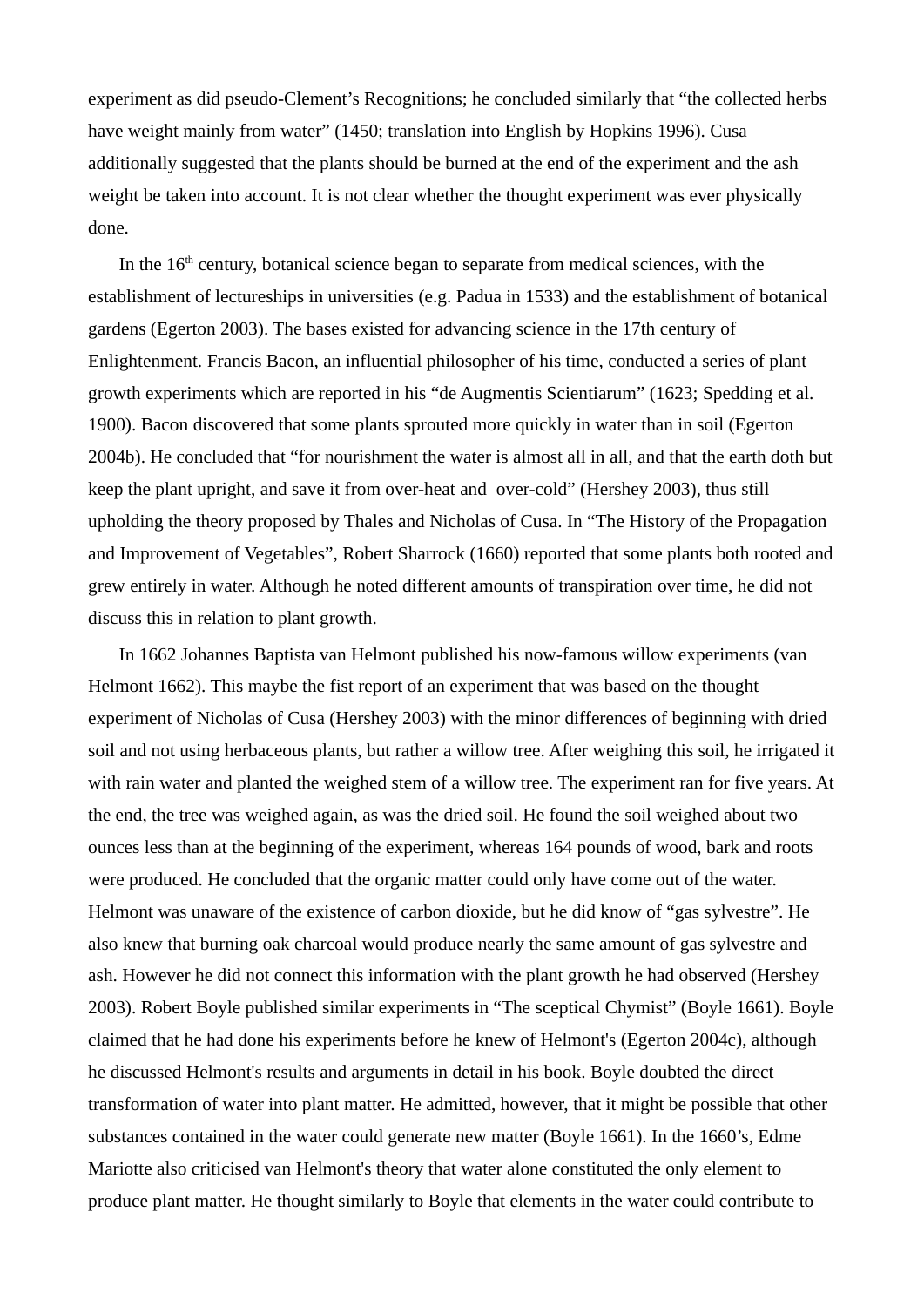experiment as did pseudo-Clement's Recognitions; he concluded similarly that "the collected herbs have weight mainly from water" (1450; translation into English by Hopkins 1996). Cusa additionally suggested that the plants should be burned at the end of the experiment and the ash weight be taken into account. It is not clear whether the thought experiment was ever physically done.

In the 16th century, botanical science began to separate from medical sciences, with the establishment of lectureships in universities (e.g. Padua in 1533) and the establishment of botanical gardens (Egerton 2003). The bases existed for advancing science in the 17th century of Enlightenment. Francis Bacon, an influential philosopher of his time, conducted a series of plant growth experiments which are reported in his "de Augmentis Scientiarum" (1623; Spedding et al. 1900). Bacon discovered that some plants sprouted more quickly in water than in soil (Egerton 2004b). He concluded that "for nourishment the water is almost all in all, and that the earth doth but keep the plant upright, and save it from over-heat and over-cold" (Hershey 2003), thus still upholding the theory proposed by Thales and Nicholas of Cusa. In "The History of the Propagation and Improvement of Vegetables", Robert Sharrock (1660) reported that some plants both rooted and grew entirely in water. Although he noted different amounts of transpiration over time, he did not discuss this in relation to plant growth.

In 1662 Johannes Baptista van Helmont published his now-famous willow experiments (van Helmont 1662). This maybe the fist report of an experiment that was based on the thought experiment of Nicholas of Cusa (Hershey 2003) with the minor differences of beginning with dried soil and not using herbaceous plants, but rather a willow tree. After weighing this soil, he irrigated it with rain water and planted the weighed stem of a willow tree. The experiment ran for five years. At the end, the tree was weighed again, as was the dried soil. He found the soil weighed about two ounces less than at the beginning of the experiment, whereas 164 pounds of wood, bark and roots were produced. He concluded that the organic matter could only have come out of the water. Helmont was unaware of the existence of carbon dioxide, but he did know of "gas sylvestre". He also knew that burning oak charcoal would produce nearly the same amount of gas sylvestre and ash. However he did not connect this information with the plant growth he had observed (Hershey 2003). Robert Boyle published similar experiments in "The sceptical Chymist" (Boyle 1661). Boyle claimed that he had done his experiments before he knew of Helmont's (Egerton 2004c), although he discussed Helmont's results and arguments in detail in his book. Boyle doubted the direct transformation of water into plant matter. He admitted, however, that it might be possible that other substances contained in the water could generate new matter (Boyle 1661). In the 1660's, Edme Mariotte also criticised van Helmont's theory that water alone constituted the only element to produce plant matter. He thought similarly to Boyle that elements in the water could contribute to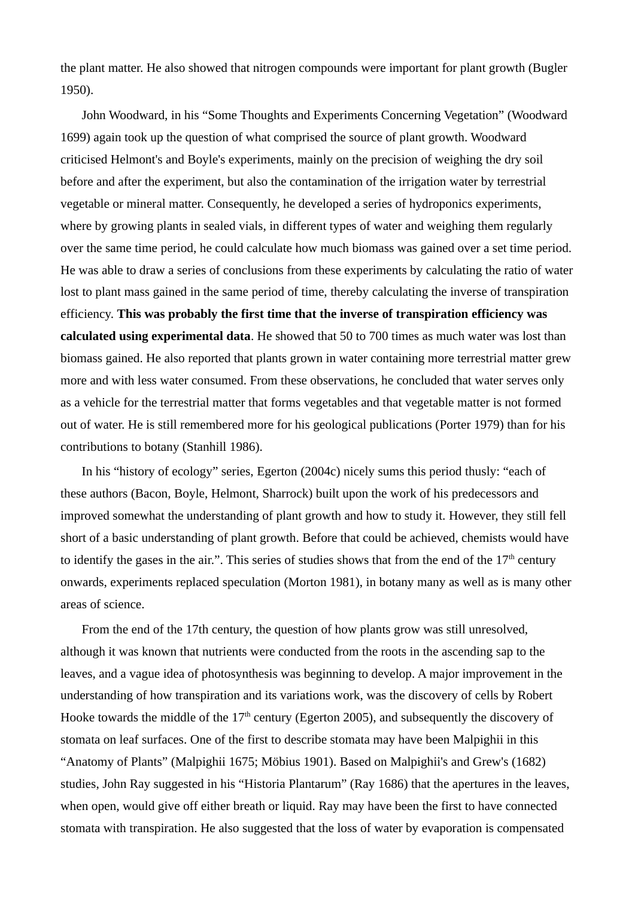the plant matter. He also showed that nitrogen compounds were important for plant growth (Bugler 1950).

John Woodward, in his "Some Thoughts and Experiments Concerning Vegetation" (Woodward 1699) again took up the question of what comprised the source of plant growth. Woodward criticised Helmont's and Boyle's experiments, mainly on the precision of weighing the dry soil before and after the experiment, but also the contamination of the irrigation water by terrestrial vegetable or mineral matter. Consequently, he developed a series of hydroponics experiments, where by growing plants in sealed vials, in different types of water and weighing them regularly over the same time period, he could calculate how much biomass was gained over a set time period. He was able to draw a series of conclusions from these experiments by calculating the ratio of water lost to plant mass gained in the same period of time, thereby calculating the inverse of transpiration efficiency. **This was probably the first time that the inverse of transpiration efficiency was calculated using experimental data**. He showed that 50 to 700 times as much water was lost than biomass gained. He also reported that plants grown in water containing more terrestrial matter grew more and with less water consumed. From these observations, he concluded that water serves only as a vehicle for the terrestrial matter that forms vegetables and that vegetable matter is not formed out of water. He is still remembered more for his geological publications (Porter 1979) than for his contributions to botany (Stanhill 1986).

In his "history of ecology" series, Egerton (2004c) nicely sums this period thusly: "each of these authors (Bacon, Boyle, Helmont, Sharrock) built upon the work of his predecessors and improved somewhat the understanding of plant growth and how to study it. However, they still fell short of a basic understanding of plant growth. Before that could be achieved, chemists would have to identify the gases in the air.". This series of studies shows that from the end of the 17th century onwards, experiments replaced speculation (Morton 1981), in botany many as well as is many other areas of science.

From the end of the 17th century, the question of how plants grow was still unresolved, although it was known that nutrients were conducted from the roots in the ascending sap to the leaves, and a vague idea of photosynthesis was beginning to develop. A major improvement in the understanding of how transpiration and its variations work, was the discovery of cells by Robert Hooke towards the middle of the 17th century (Egerton 2005), and subsequently the discovery of stomata on leaf surfaces. One of the first to describe stomata may have been Malpighii in this "Anatomy of Plants" (Malpighii 1675; Möbius 1901). Based on Malpighii's and Grew's (1682) studies, John Ray suggested in his "Historia Plantarum" (Ray 1686) that the apertures in the leaves, when open, would give off either breath or liquid. Ray may have been the first to have connected stomata with transpiration. He also suggested that the loss of water by evaporation is compensated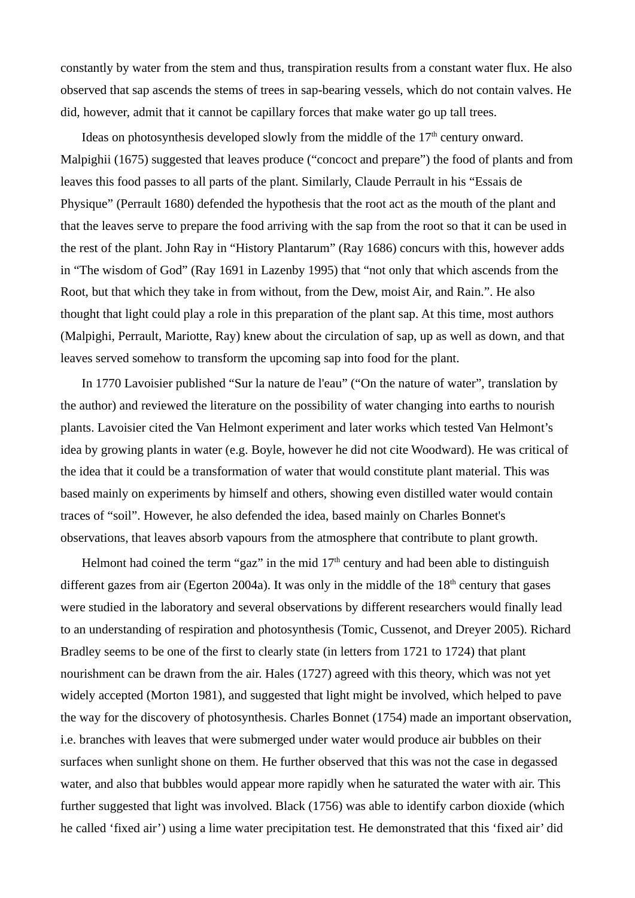constantly by water from the stem and thus, transpiration results from a constant water flux. He also observed that sap ascends the stems of trees in sap-bearing vessels, which do not contain valves. He did, however, admit that it cannot be capillary forces that make water go up tall trees.

Ideas on photosynthesis developed slowly from the middle of the 17th century onward. Malpighii (1675) suggested that leaves produce ("concoct and prepare") the food of plants and from leaves this food passes to all parts of the plant. Similarly, Claude Perrault in his "Essais de Physique" (Perrault 1680) defended the hypothesis that the root act as the mouth of the plant and that the leaves serve to prepare the food arriving with the sap from the root so that it can be used in the rest of the plant. John Ray in "History Plantarum" (Ray 1686) concurs with this, however adds in "The wisdom of God" (Ray 1691 in Lazenby 1995) that "not only that which ascends from the Root, but that which they take in from without, from the Dew, moist Air, and Rain.". He also thought that light could play a role in this preparation of the plant sap. At this time, most authors (Malpighi, Perrault, Mariotte, Ray) knew about the circulation of sap, up as well as down, and that leaves served somehow to transform the upcoming sap into food for the plant.

In 1770 Lavoisier published "Sur la nature de l'eau" ("On the nature of water", translation by the author) and reviewed the literature on the possibility of water changing into earths to nourish plants. Lavoisier cited the Van Helmont experiment and later works which tested Van Helmont's idea by growing plants in water (e.g. Boyle, however he did not cite Woodward). He was critical of the idea that it could be a transformation of water that would constitute plant material. This was based mainly on experiments by himself and others, showing even distilled water would contain traces of "soil". However, he also defended the idea, based mainly on Charles Bonnet's observations, that leaves absorb vapours from the atmosphere that contribute to plant growth.

Helmont had coined the term "gaz" in the mid 17th century and had been able to distinguish different gazes from air (Egerton 2004a). It was only in the middle of the 18th century that gases were studied in the laboratory and several observations by different researchers would finally lead to an understanding of respiration and photosynthesis (Tomic, Cussenot, and Dreyer 2005). Richard Bradley seems to be one of the first to clearly state (in letters from 1721 to 1724) that plant nourishment can be drawn from the air. Hales (1727) agreed with this theory, which was not yet widely accepted (Morton 1981), and suggested that light might be involved, which helped to pave the way for the discovery of photosynthesis. Charles Bonnet (1754) made an important observation, i.e. branches with leaves that were submerged under water would produce air bubbles on their surfaces when sunlight shone on them. He further observed that this was not the case in degassed water, and also that bubbles would appear more rapidly when he saturated the water with air. This further suggested that light was involved. Black (1756) was able to identify carbon dioxide (which he called 'fixed air') using a lime water precipitation test. He demonstrated that this 'fixed air' did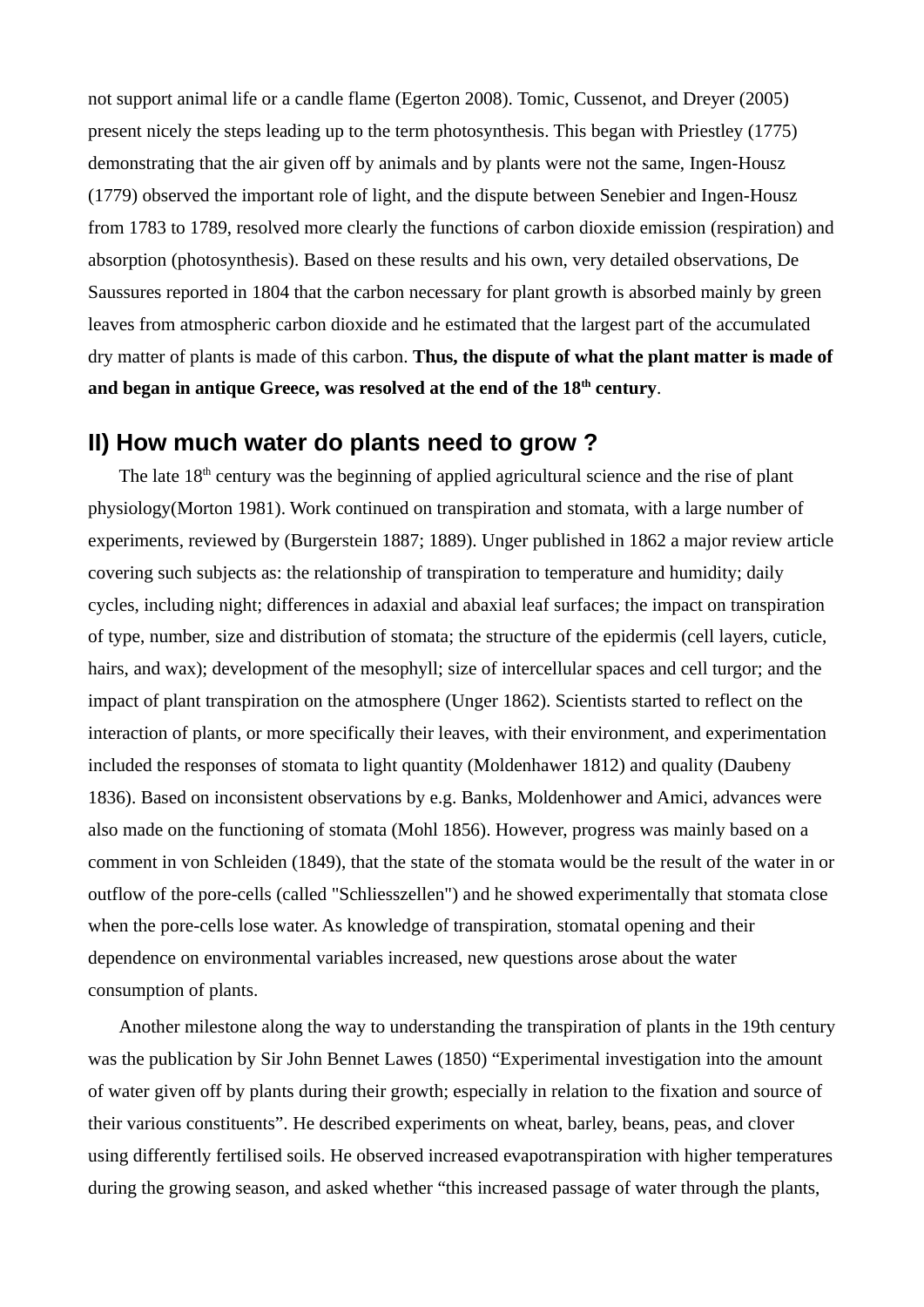not support animal life or a candle flame (Egerton 2008). Tomic, Cussenot, and Dreyer (2005) present nicely the steps leading up to the term photosynthesis. This began with Priestley (1775) demonstrating that the air given off by animals and by plants were not the same, Ingen-Housz (1779) observed the important role of light, and the dispute between Senebier and Ingen-Housz from 1783 to 1789, resolved more clearly the functions of carbon dioxide emission (respiration) and absorption (photosynthesis). Based on these results and his own, very detailed observations, De Saussures reported in 1804 that the carbon necessary for plant growth is absorbed mainly by green leaves from atmospheric carbon dioxide and he estimated that the largest part of the accumulated dry matter of plants is made of this carbon. **Thus, the dispute of what the plant matter is made of and began in antique Greece, was resolved at the end of the 18th century**.

## II) How much water do plants need to grow ?

The late 18th century was the beginning of applied agricultural science and the rise of plant physiology(Morton 1981). Work continued on transpiration and stomata, with a large number of experiments, reviewed by (Burgerstein 1887; 1889). Unger published in 1862 a major review article covering such subjects as: the relationship of transpiration to temperature and humidity; daily cycles, including night; differences in adaxial and abaxial leaf surfaces; the impact on transpiration of type, number, size and distribution of stomata; the structure of the epidermis (cell layers, cuticle, hairs, and wax); development of the mesophyll; size of intercellular spaces and cell turgor; and the impact of plant transpiration on the atmosphere (Unger 1862). Scientists started to reflect on the interaction of plants, or more specifically their leaves, with their environment, and experimentation included the responses of stomata to light quantity (Moldenhawer 1812) and quality (Daubeny 1836). Based on inconsistent observations by e.g. Banks, Moldenhower and Amici, advances were also made on the functioning of stomata (Mohl 1856). However, progress was mainly based on a comment in von Schleiden (1849), that the state of the stomata would be the result of the water in or outflow of the pore-cells (called "Schliesszellen") and he showed experimentally that stomata close when the pore-cells lose water. As knowledge of transpiration, stomatal opening and their dependence on environmental variables increased, new questions arose about the water consumption of plants.

Another milestone along the way to understanding the transpiration of plants in the 19th century was the publication by Sir John Bennet Lawes (1850) “Experimental investigation into the amount of water given off by plants during their growth; especially in relation to the fixation and source of their various constituents”. He described experiments on wheat, barley, beans, peas, and clover using differently fertilised soils. He observed increased evapotranspiration with higher temperatures during the growing season, and asked whether “this increased passage of water through the plants,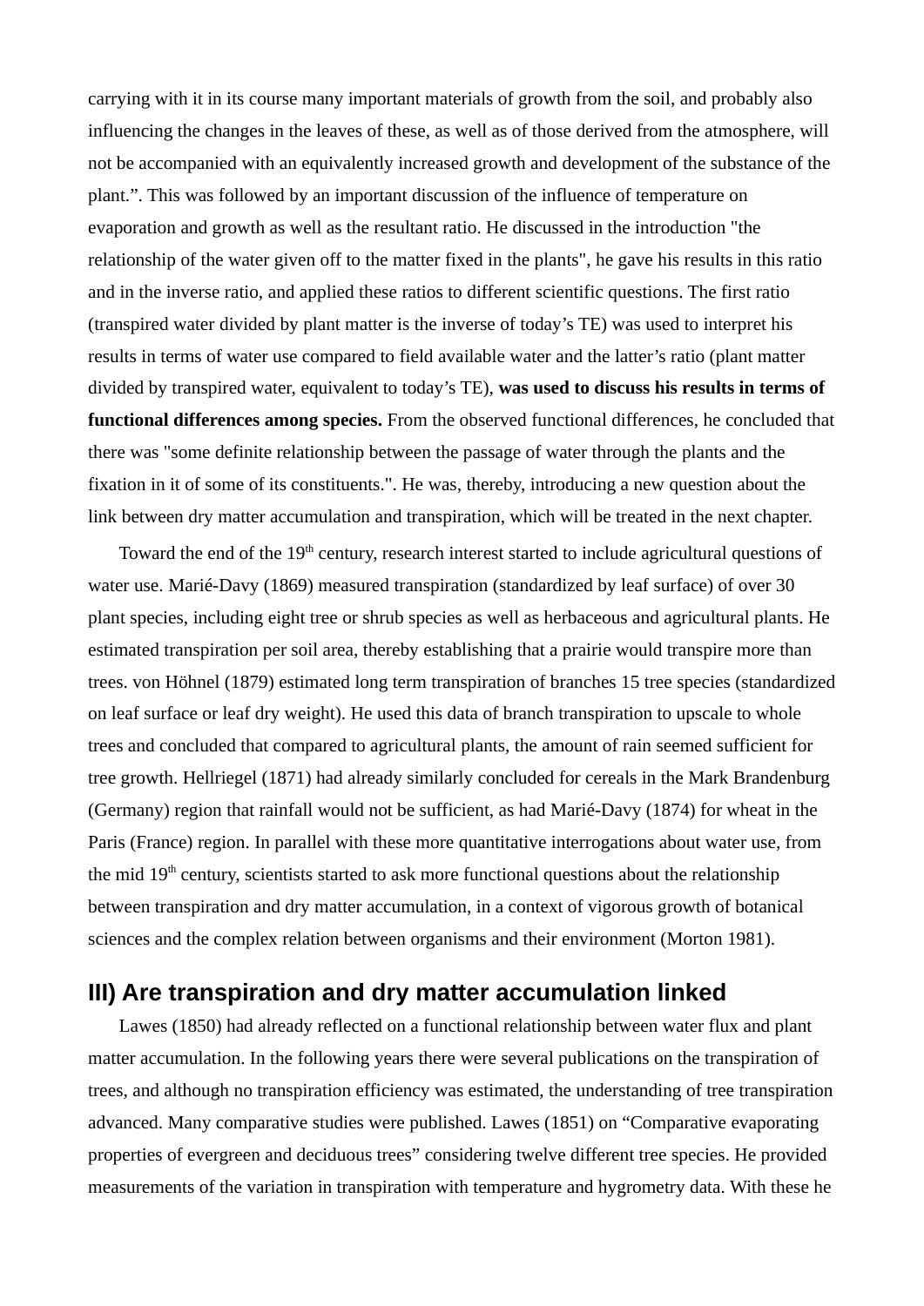carrying with it in its course many important materials of growth from the soil, and probably also influencing the changes in the leaves of these, as well as of those derived from the atmosphere, will not be accompanied with an equivalently increased growth and development of the substance of the plant.". This was followed by an important discussion of the influence of temperature on evaporation and growth as well as the resultant ratio. He discussed in the introduction "the relationship of the water given off to the matter fixed in the plants", he gave his results in this ratio and in the inverse ratio, and applied these ratios to different scientific questions. The first ratio (transpired water divided by plant matter is the inverse of today's TE) was used to interpret his results in terms of water use compared to field available water and the latter's ratio (plant matter divided by transpired water, equivalent to today's TE), **was used to discuss his results in terms of functional differences among species.** From the observed functional differences, he concluded that there was "some definite relationship between the passage of water through the plants and the fixation in it of some of its constituents.". He was, thereby, introducing a new question about the link between dry matter accumulation and transpiration, which will be treated in the next chapter.

Toward the end of the 19th century, research interest started to include agricultural questions of water use. Marié-Davy (1869) measured transpiration (standardized by leaf surface) of over 30 plant species, including eight tree or shrub species as well as herbaceous and agricultural plants. He estimated transpiration per soil area, thereby establishing that a prairie would transpire more than trees. von Höhnel (1879) estimated long term transpiration of branches 15 tree species (standardized on leaf surface or leaf dry weight). He used this data of branch transpiration to upscale to whole trees and concluded that compared to agricultural plants, the amount of rain seemed sufficient for tree growth. Hellriegel (1871) had already similarly concluded for cereals in the Mark Brandenburg (Germany) region that rainfall would not be sufficient, as had Marié-Davy (1874) for wheat in the Paris (France) region. In parallel with these more quantitative interrogations about water use, from the mid 19th century, scientists started to ask more functional questions about the relationship between transpiration and dry matter accumulation, in a context of vigorous growth of botanical sciences and the complex relation between organisms and their environment (Morton 1981).

## III) Are transpiration and dry matter accumulation linked

Lawes (1850) had already reflected on a functional relationship between water flux and plant matter accumulation. In the following years there were several publications on the transpiration of trees, and although no transpiration efficiency was estimated, the understanding of tree transpiration advanced. Many comparative studies were published. Lawes (1851) on "Comparative evaporating properties of evergreen and deciduous trees" considering twelve different tree species. He provided measurements of the variation in transpiration with temperature and hygrometry data. With these he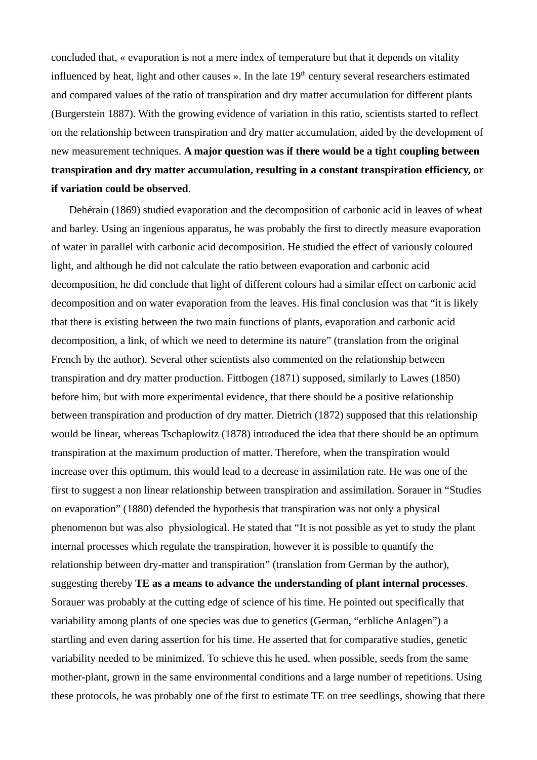concluded that, « evaporation is not a mere index of temperature but that it depends on vitality influenced by heat, light and other causes ». In the late 19th century several researchers estimated and compared values of the ratio of transpiration and dry matter accumulation for different plants (Burgerstein 1887). With the growing evidence of variation in this ratio, scientists started to reflect on the relationship between transpiration and dry matter accumulation, aided by the development of new measurement techniques. **A major question was if there would be a tight coupling between transpiration and dry matter accumulation, resulting in a constant transpiration efficiency, or if variation could be observed**.

Dehérain (1869) studied evaporation and the decomposition of carbonic acid in leaves of wheat and barley. Using an ingenious apparatus, he was probably the first to directly measure evaporation of water in parallel with carbonic acid decomposition. He studied the effect of variously coloured light, and although he did not calculate the ratio between evaporation and carbonic acid decomposition, he did conclude that light of different colours had a similar effect on carbonic acid decomposition and on water evaporation from the leaves. His final conclusion was that "it is likely that there is existing between the two main functions of plants, evaporation and carbonic acid decomposition, a link, of which we need to determine its nature" (translation from the original French by the author). Several other scientists also commented on the relationship between transpiration and dry matter production. Fittbogen (1871) supposed, similarly to Lawes (1850) before him, but with more experimental evidence, that there should be a positive relationship between transpiration and production of dry matter. Dietrich (1872) supposed that this relationship would be linear, whereas Tschaplowitz (1878) introduced the idea that there should be an optimum transpiration at the maximum production of matter. Therefore, when the transpiration would increase over this optimum, this would lead to a decrease in assimilation rate. He was one of the first to suggest a non linear relationship between transpiration and assimilation. Sorauer in "Studies on evaporation" (1880) defended the hypothesis that transpiration was not only a physical phenomenon but was also physiological. He stated that "It is not possible as yet to study the plant internal processes which regulate the transpiration, however it is possible to quantify the relationship between dry-matter and transpiration" (translation from German by the author), suggesting thereby **TE as a means to advance the understanding of plant internal processes**. Sorauer was probably at the cutting edge of science of his time. He pointed out specifically that variability among plants of one species was due to genetics (German, "erbliche Anlagen") a startling and even daring assertion for his time. He asserted that for comparative studies, genetic variability needed to be minimized. To schieve this he used, when possible, seeds from the same mother-plant, grown in the same environmental conditions and a large number of repetitions. Using these protocols, he was probably one of the first to estimate TE on tree seedlings, showing that there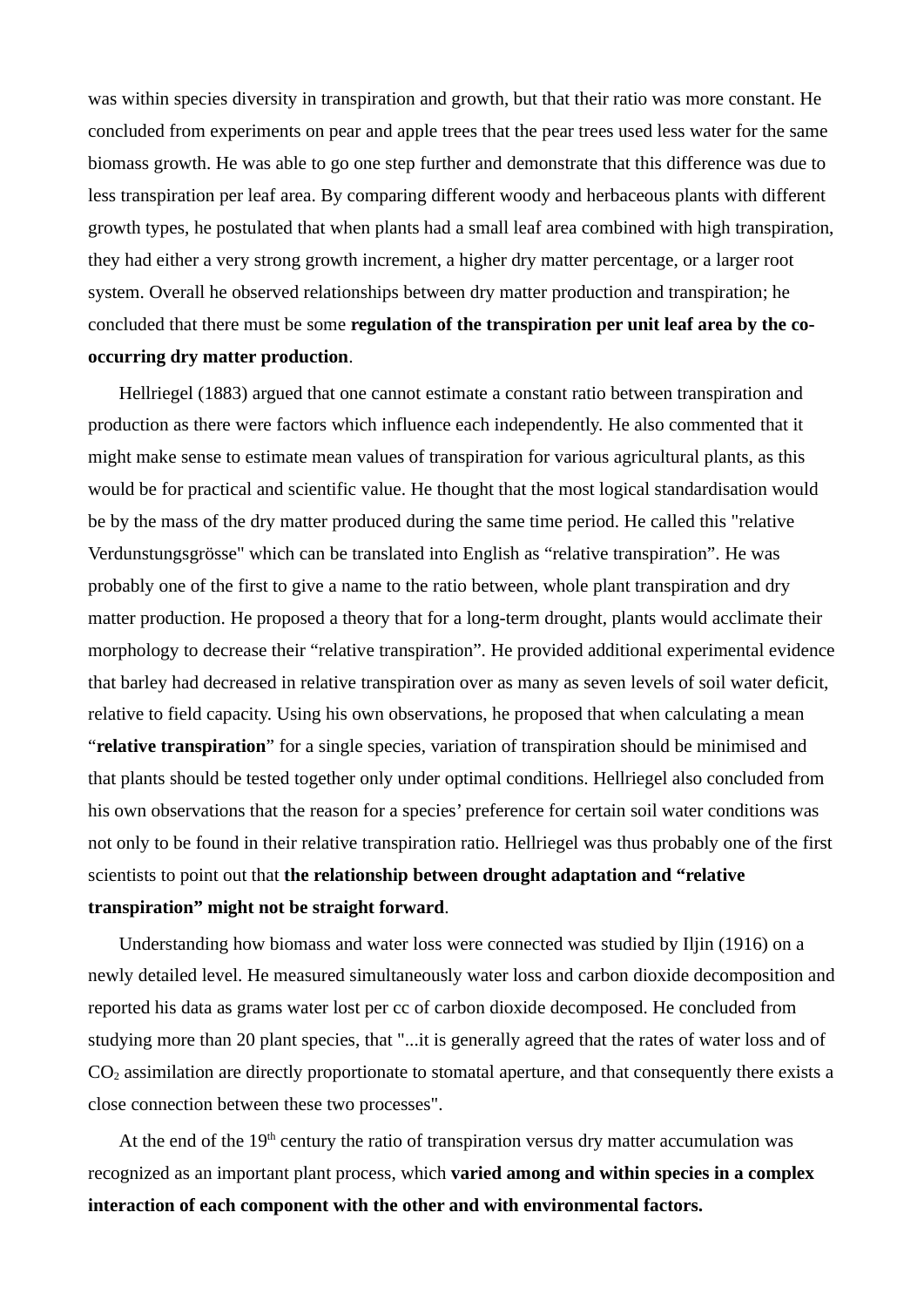was within species diversity in transpiration and growth, but that their ratio was more constant. He concluded from experiments on pear and apple trees that the pear trees used less water for the same biomass growth. He was able to go one step further and demonstrate that this difference was due to less transpiration per leaf area. By comparing different woody and herbaceous plants with different growth types, he postulated that when plants had a small leaf area combined with high transpiration, they had either a very strong growth increment, a higher dry matter percentage, or a larger root system. Overall he observed relationships between dry matter production and transpiration; he concluded that there must be some **regulation of the transpiration per unit leaf area by the co-occurring dry matter production**.

Hellriegel (1883) argued that one cannot estimate a constant ratio between transpiration and production as there were factors which influence each independently. He also commented that it might make sense to estimate mean values of transpiration for various agricultural plants, as this would be for practical and scientific value. He thought that the most logical standardisation would be by the mass of the dry matter produced during the same time period. He called this "relative Verdunstungsgrösse" which can be translated into English as "relative transpiration". He was probably one of the first to give a name to the ratio between, whole plant transpiration and dry matter production. He proposed a theory that for a long-term drought, plants would acclimate their morphology to decrease their "relative transpiration". He provided additional experimental evidence that barley had decreased in relative transpiration over as many as seven levels of soil water deficit, relative to field capacity. Using his own observations, he proposed that when calculating a mean "**relative transpiration**" for a single species, variation of transpiration should be minimised and that plants should be tested together only under optimal conditions. Hellriegel also concluded from his own observations that the reason for a species' preference for certain soil water conditions was not only to be found in their relative transpiration ratio. Hellriegel was thus probably one of the first scientists to point out that **the relationship between drought adaptation and "relative transpiration" might not be straight forward**.

Understanding how biomass and water loss were connected was studied by Iljin (1916) on a newly detailed level. He measured simultaneously water loss and carbon dioxide decomposition and reported his data as grams water lost per cc of carbon dioxide decomposed. He concluded from studying more than 20 plant species, that "...it is generally agreed that the rates of water loss and of $CO_2$ assimilation are directly proportionate to stomatal aperture, and that consequently there exists a close connection between these two processes".

At the end of the 19th century the ratio of transpiration versus dry matter accumulation was recognized as an important plant process, which **varied among and within species in a complex interaction of each component with the other and with environmental factors.**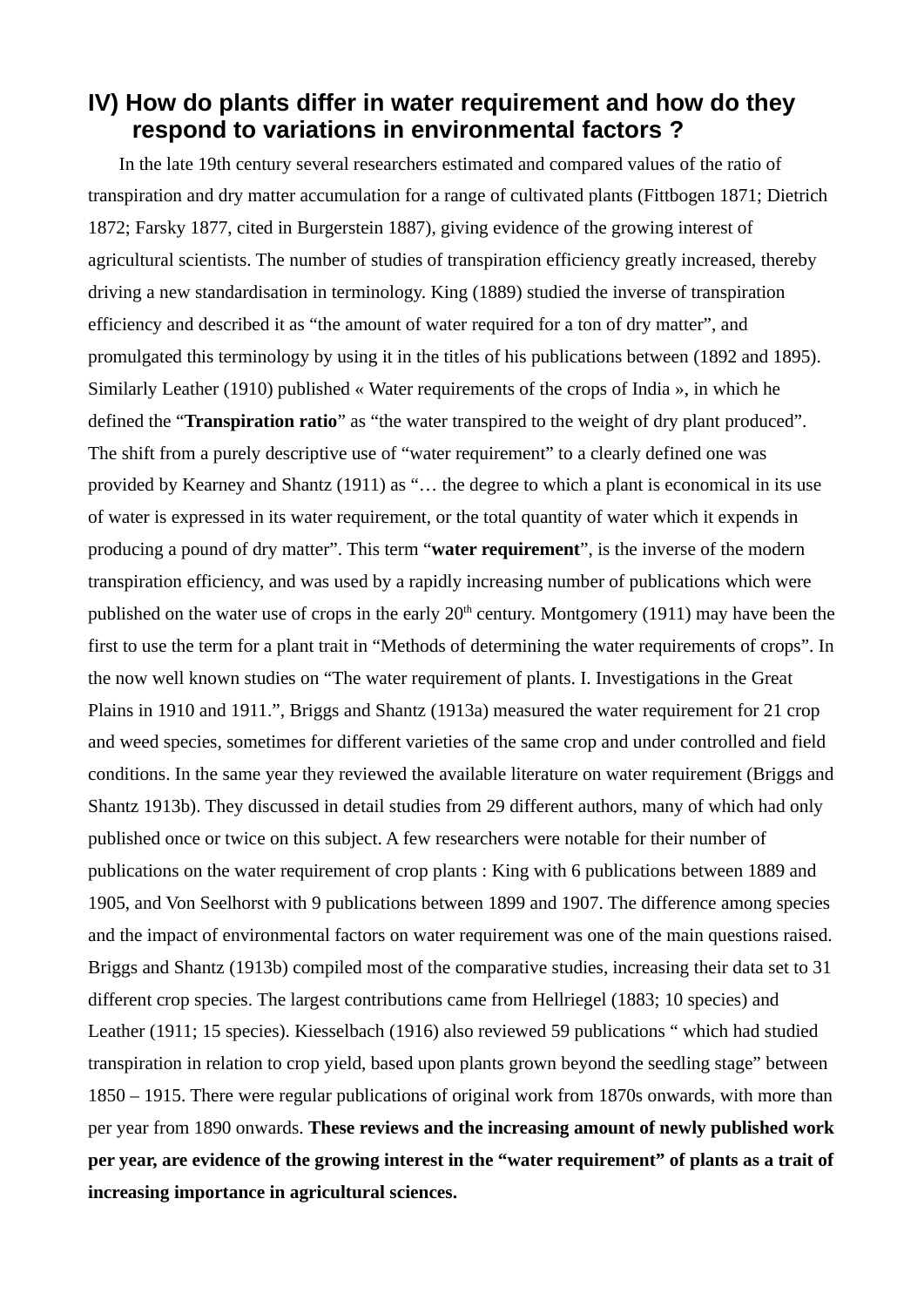## IV) How do plants differ in water requirement and how do they respond to variations in environmental factors ?

In the late 19th century several researchers estimated and compared values of the ratio of transpiration and dry matter accumulation for a range of cultivated plants (Fittbogen 1871; Dietrich 1872; Farsky 1877, cited in Burgerstein 1887), giving evidence of the growing interest of agricultural scientists. The number of studies of transpiration efficiency greatly increased, thereby driving a new standardisation in terminology. King (1889) studied the inverse of transpiration efficiency and described it as “the amount of water required for a ton of dry matter”, and promulgated this terminology by using it in the titles of his publications between (1892 and 1895). Similarly Leather (1910) published « Water requirements of the crops of India », in which he defined the “**Transpiration ratio**” as “the water transpired to the weight of dry plant produced”. The shift from a purely descriptive use of “water requirement” to a clearly defined one was provided by Kearney and Shantz (1911) as “… the degree to which a plant is economical in its use of water is expressed in its water requirement, or the total quantity of water which it expends in producing a pound of dry matter”. This term “**water requirement**”, is the inverse of the modern transpiration efficiency, and was used by a rapidly increasing number of publications which were published on the water use of crops in the early 20th century. Montgomery (1911) may have been the first to use the term for a plant trait in “Methods of determining the water requirements of crops”. In the now well known studies on “The water requirement of plants. I. Investigations in the Great Plains in 1910 and 1911.”, Briggs and Shantz (1913a) measured the water requirement for 21 crop and weed species, sometimes for different varieties of the same crop and under controlled and field conditions. In the same year they reviewed the available literature on water requirement (Briggs and Shantz 1913b). They discussed in detail studies from 29 different authors, many of which had only published once or twice on this subject. A few researchers were notable for their number of publications on the water requirement of crop plants : King with 6 publications between 1889 and 1905, and Von Seelhorst with 9 publications between 1899 and 1907. The difference among species and the impact of environmental factors on water requirement was one of the main questions raised. Briggs and Shantz (1913b) compiled most of the comparative studies, increasing their data set to 31 different crop species. The largest contributions came from Hellriegel (1883; 10 species) and Leather (1911; 15 species). Kiesselbach (1916) also reviewed 59 publications “ which had studied transpiration in relation to crop yield, based upon plants grown beyond the seedling stage” between 1850 – 1915. There were regular publications of original work from 1870s onwards, with more than per year from 1890 onwards. **These reviews and the increasing amount of newly published work per year, are evidence of the growing interest in the “water requirement” of plants as a trait of increasing importance in agricultural sciences.**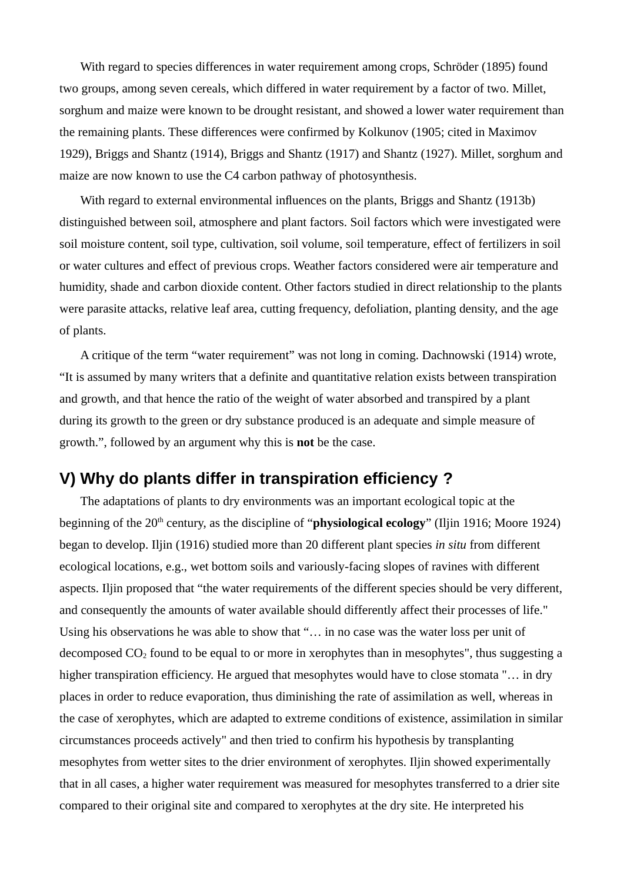With regard to species differences in water requirement among crops, Schröder (1895) found two groups, among seven cereals, which differed in water requirement by a factor of two. Millet, sorghum and maize were known to be drought resistant, and showed a lower water requirement than the remaining plants. These differences were confirmed by Kolkunov (1905; cited in Maximov 1929), Briggs and Shantz (1914), Briggs and Shantz (1917) and Shantz (1927). Millet, sorghum and maize are now known to use the C4 carbon pathway of photosynthesis.

With regard to external environmental influences on the plants, Briggs and Shantz (1913b) distinguished between soil, atmosphere and plant factors. Soil factors which were investigated were soil moisture content, soil type, cultivation, soil volume, soil temperature, effect of fertilizers in soil or water cultures and effect of previous crops. Weather factors considered were air temperature and humidity, shade and carbon dioxide content. Other factors studied in direct relationship to the plants were parasite attacks, relative leaf area, cutting frequency, defoliation, planting density, and the age of plants.

A critique of the term "water requirement" was not long in coming. Dachnowski (1914) wrote, "It is assumed by many writers that a definite and quantitative relation exists between transpiration and growth, and that hence the ratio of the weight of water absorbed and transpired by a plant during its growth to the green or dry substance produced is an adequate and simple measure of growth.", followed by an argument why this is **not** be the case.

## V) Why do plants differ in transpiration efficiency ?

The adaptations of plants to dry environments was an important ecological topic at the beginning of the 20th century, as the discipline of "**physiological ecology**" (Iljin 1916; Moore 1924) began to develop. Iljin (1916) studied more than 20 different plant species *in situ* from different ecological locations, e.g., wet bottom soils and variously-facing slopes of ravines with different aspects. Iljin proposed that "the water requirements of the different species should be very different, and consequently the amounts of water available should differently affect their processes of life." Using his observations he was able to show that "… in no case was the water loss per unit of decomposed $CO_2$ found to be equal to or more in xerophytes than in mesophytes", thus suggesting a higher transpiration efficiency. He argued that mesophytes would have to close stomata "… in dry places in order to reduce evaporation, thus diminishing the rate of assimilation as well, whereas in the case of xerophytes, which are adapted to extreme conditions of existence, assimilation in similar circumstances proceeds actively" and then tried to confirm his hypothesis by transplanting mesophytes from wetter sites to the drier environment of xerophytes. Iljin showed experimentally that in all cases, a higher water requirement was measured for mesophytes transferred to a drier site compared to their original site and compared to xerophytes at the dry site. He interpreted his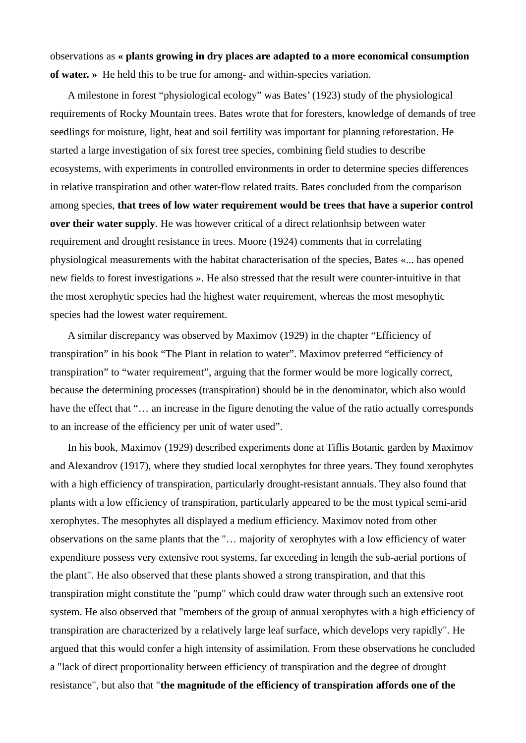observations as **« plants growing in dry places are adapted to a more economical consumption of water. »** He held this to be true for among- and within-species variation.

A milestone in forest “physiological ecology” was Bates’ (1923) study of the physiological requirements of Rocky Mountain trees. Bates wrote that for foresters, knowledge of demands of tree seedlings for moisture, light, heat and soil fertility was important for planning reforestation. He started a large investigation of six forest tree species, combining field studies to describe ecosystems, with experiments in controlled environments in order to determine species differences in relative transpiration and other water-flow related traits. Bates concluded from the comparison among species, **that trees of low water requirement would be trees that have a superior control over their water supply**. He was however critical of a direct relationhsip between water requirement and drought resistance in trees. Moore (1924) comments that in correlating physiological measurements with the habitat characterisation of the species, Bates «... has opened new fields to forest investigations ». He also stressed that the result were counter-intuitive in that the most xerophytic species had the highest water requirement, whereas the most mesophytic species had the lowest water requirement.

A similar discrepancy was observed by Maximov (1929) in the chapter “Efficiency of transpiration” in his book “The Plant in relation to water”. Maximov preferred “efficiency of transpiration” to “water requirement”, arguing that the former would be more logically correct, because the determining processes (transpiration) should be in the denominator, which also would have the effect that “… an increase in the figure denoting the value of the ratio actually corresponds to an increase of the efficiency per unit of water used”.

In his book, Maximov (1929) described experiments done at Tiflis Botanic garden by Maximov and Alexandrov (1917), where they studied local xerophytes for three years. They found xerophytes with a high efficiency of transpiration, particularly drought-resistant annuals. They also found that plants with a low efficiency of transpiration, particularly appeared to be the most typical semi-arid xerophytes. The mesophytes all displayed a medium efficiency. Maximov noted from other observations on the same plants that the "… majority of xerophytes with a low efficiency of water expenditure possess very extensive root systems, far exceeding in length the sub-aerial portions of the plant". He also observed that these plants showed a strong transpiration, and that this transpiration might constitute the "pump" which could draw water through such an extensive root system. He also observed that "members of the group of annual xerophytes with a high efficiency of transpiration are characterized by a relatively large leaf surface, which develops very rapidly". He argued that this would confer a high intensity of assimilation. From these observations he concluded a "lack of direct proportionality between efficiency of transpiration and the degree of drought resistance", but also that "**the magnitude of the efficiency of transpiration affords one of the**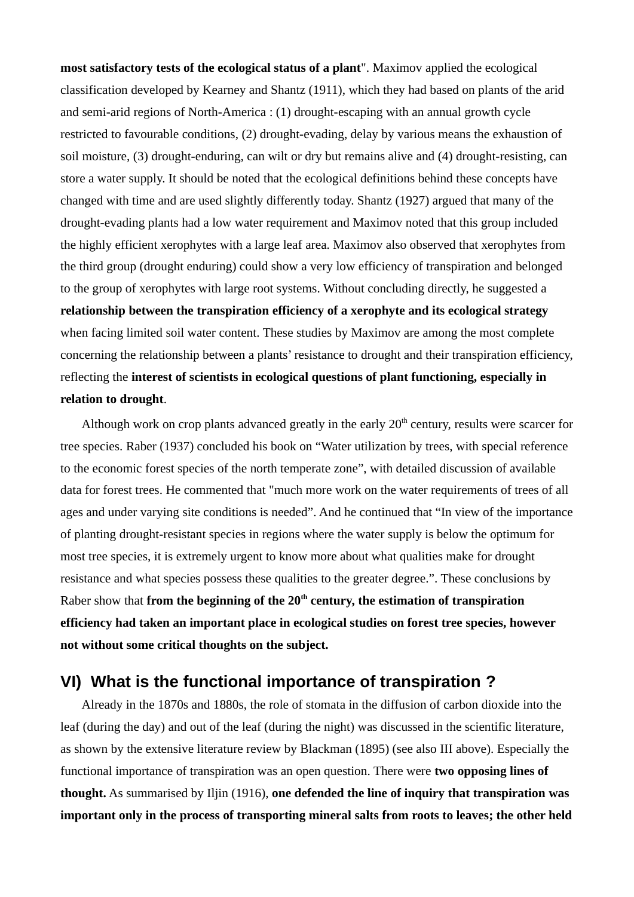**most satisfactory tests of the ecological status of a plant**". Maximov applied the ecological classification developed by Kearney and Shantz (1911), which they had based on plants of the arid and semi-arid regions of North-America : (1) drought-escaping with an annual growth cycle restricted to favourable conditions, (2) drought-evading, delay by various means the exhaustion of soil moisture, (3) drought-enduring, can wilt or dry but remains alive and (4) drought-resisting, can store a water supply. It should be noted that the ecological definitions behind these concepts have changed with time and are used slightly differently today. Shantz (1927) argued that many of the drought-evading plants had a low water requirement and Maximov noted that this group included the highly efficient xerophytes with a large leaf area. Maximov also observed that xerophytes from the third group (drought enduring) could show a very low efficiency of transpiration and belonged to the group of xerophytes with large root systems. Without concluding directly, he suggested a **relationship between the transpiration efficiency of a xerophyte and its ecological strategy** when facing limited soil water content. These studies by Maximov are among the most complete concerning the relationship between a plants' resistance to drought and their transpiration efficiency, reflecting the **interest of scientists in ecological questions of plant functioning, especially in relation to drought**.

Although work on crop plants advanced greatly in the early 20th century, results were scarcer for tree species. Raber (1937) concluded his book on "Water utilization by trees, with special reference to the economic forest species of the north temperate zone", with detailed discussion of available data for forest trees. He commented that "much more work on the water requirements of trees of all ages and under varying site conditions is needed". And he continued that "In view of the importance of planting drought-resistant species in regions where the water supply is below the optimum for most tree species, it is extremely urgent to know more about what qualities make for drought resistance and what species possess these qualities to the greater degree.". These conclusions by Raber show that **from the beginning of the 20th century, the estimation of transpiration efficiency had taken an important place in ecological studies on forest tree species, however not without some critical thoughts on the subject.**

## VI) What is the functional importance of transpiration ?

Already in the 1870s and 1880s, the role of stomata in the diffusion of carbon dioxide into the leaf (during the day) and out of the leaf (during the night) was discussed in the scientific literature, as shown by the extensive literature review by Blackman (1895) (see also III above). Especially the functional importance of transpiration was an open question. There were **two opposing lines of thought.** As summarised by Iljin (1916), **one defended the line of inquiry that transpiration was important only in the process of transporting mineral salts from roots to leaves; the other held**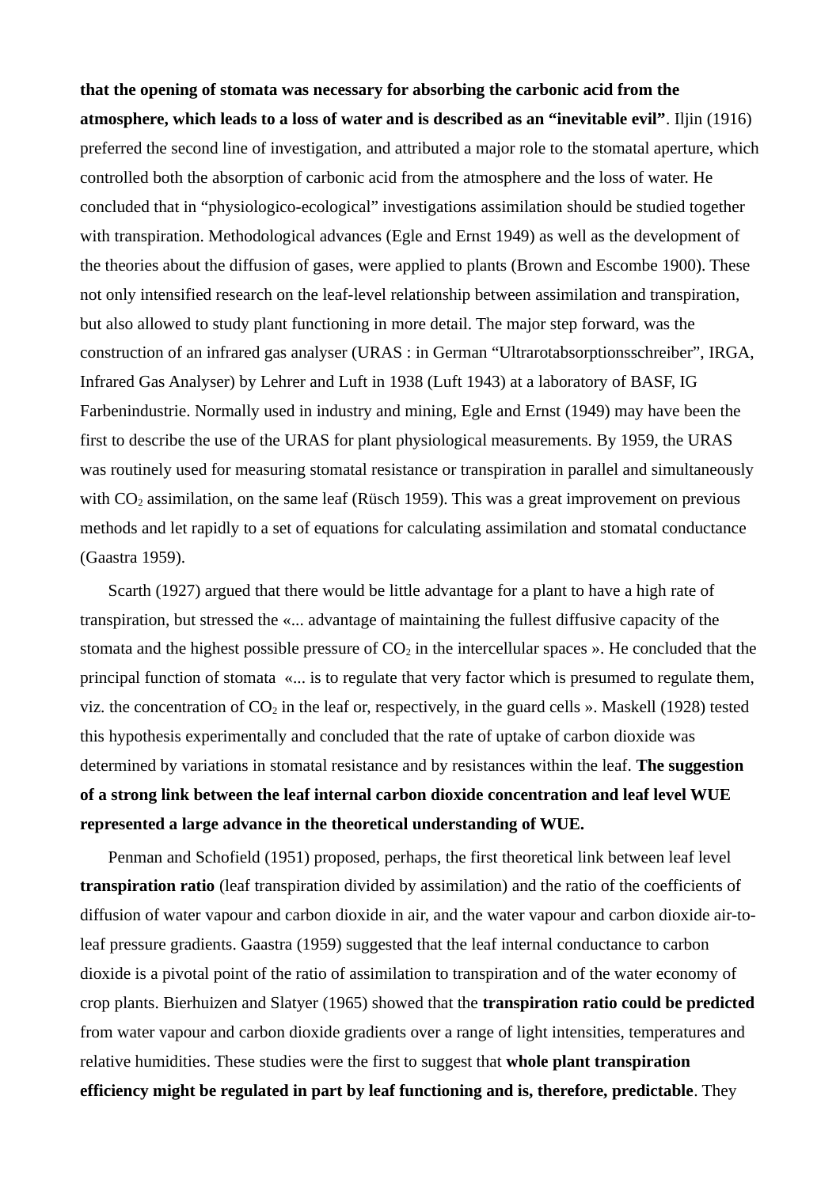**that the opening of stomata was necessary for absorbing the carbonic acid from the atmosphere, which leads to a loss of water and is described as an "inevitable evil"**. Iljin (1916) preferred the second line of investigation, and attributed a major role to the stomatal aperture, which controlled both the absorption of carbonic acid from the atmosphere and the loss of water. He concluded that in "physiologico-ecological" investigations assimilation should be studied together with transpiration. Methodological advances (Egle and Ernst 1949) as well as the development of the theories about the diffusion of gases, were applied to plants (Brown and Escombe 1900). These not only intensified research on the leaf-level relationship between assimilation and transpiration, but also allowed to study plant functioning in more detail. The major step forward, was the construction of an infrared gas analyser (URAS : in German "Ultrarotabsorptionsschreiber", IRGA, Infrared Gas Analyser) by Lehrer and Luft in 1938 (Luft 1943) at a laboratory of BASF, IG Farbenindustrie. Normally used in industry and mining, Egle and Ernst (1949) may have been the first to describe the use of the URAS for plant physiological measurements. By 1959, the URAS was routinely used for measuring stomatal resistance or transpiration in parallel and simultaneously with $CO_2$ assimilation, on the same leaf (Rüsch 1959). This was a great improvement on previous methods and let rapidly to a set of equations for calculating assimilation and stomatal conductance (Gaastra 1959).

Scarth (1927) argued that there would be little advantage for a plant to have a high rate of transpiration, but stressed the «... advantage of maintaining the fullest diffusive capacity of the stomata and the highest possible pressure of $CO_2$ in the intercellular spaces ». He concluded that the principal function of stomata «... is to regulate that very factor which is presumed to regulate them, viz. the concentration of $CO_2$ in the leaf or, respectively, in the guard cells ». Maskell (1928) tested this hypothesis experimentally and concluded that the rate of uptake of carbon dioxide was determined by variations in stomatal resistance and by resistances within the leaf. **The suggestion of a strong link between the leaf internal carbon dioxide concentration and leaf level WUE represented a large advance in the theoretical understanding of WUE.**

Penman and Schofield (1951) proposed, perhaps, the first theoretical link between leaf level **transpiration ratio** (leaf transpiration divided by assimilation) and the ratio of the coefficients of diffusion of water vapour and carbon dioxide in air, and the water vapour and carbon dioxide air-to-leaf pressure gradients. Gaastra (1959) suggested that the leaf internal conductance to carbon dioxide is a pivotal point of the ratio of assimilation to transpiration and of the water economy of crop plants. Bierhuizen and Slatyer (1965) showed that the **transpiration ratio could be predicted** from water vapour and carbon dioxide gradients over a range of light intensities, temperatures and relative humidities. These studies were the first to suggest that **whole plant transpiration efficiency might be regulated in part by leaf functioning and is, therefore, predictable**. They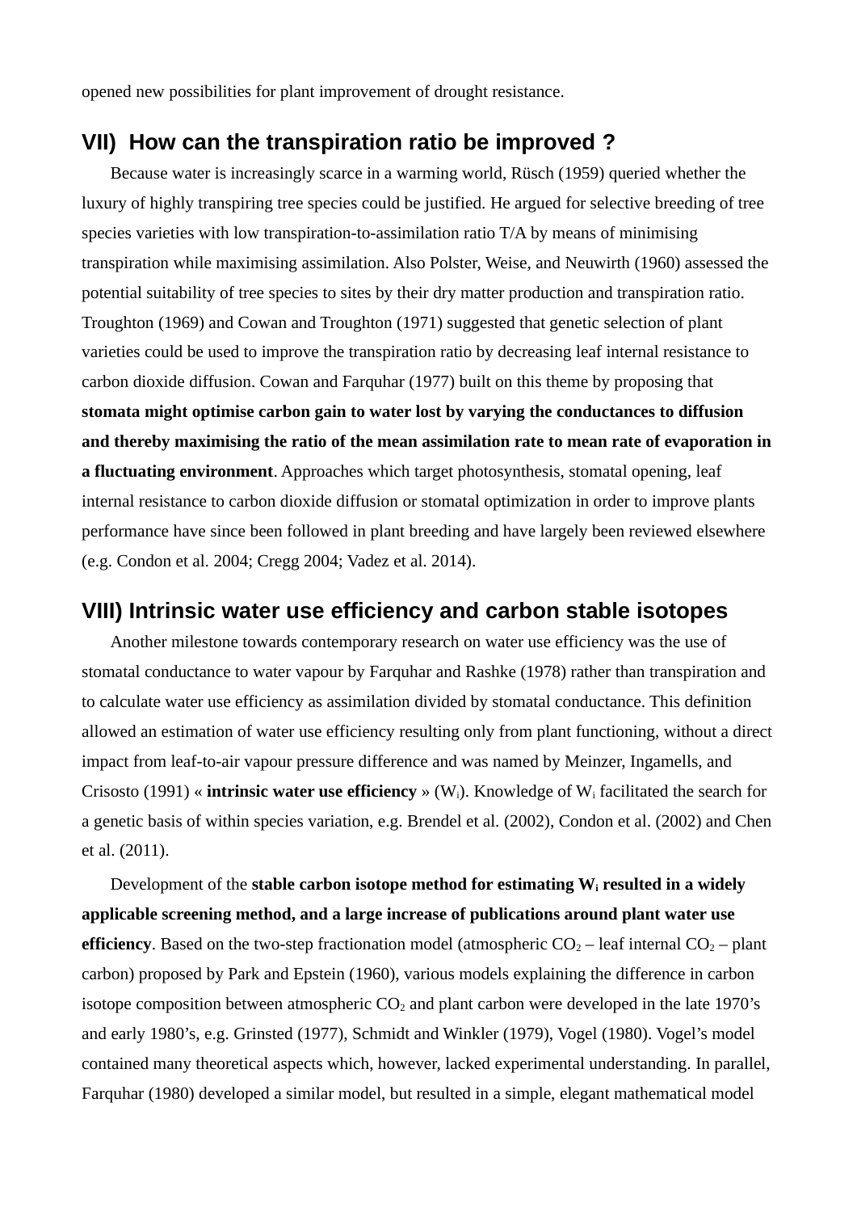opened new possibilities for plant improvement of drought resistance.

## VII) How can the transpiration ratio be improved ?

Because water is increasingly scarce in a warming world, Rüsch (1959) queried whether the luxury of highly transpiring tree species could be justified. He argued for selective breeding of tree species varieties with low transpiration-to-assimilation ratio T/A by means of minimising transpiration while maximising assimilation. Also Polster, Weise, and Neuwirth (1960) assessed the potential suitability of tree species to sites by their dry matter production and transpiration ratio. Troughton (1969) and Cowan and Troughton (1971) suggested that genetic selection of plant varieties could be used to improve the transpiration ratio by decreasing leaf internal resistance to carbon dioxide diffusion. Cowan and Farquhar (1977) built on this theme by proposing that **stomata might optimise carbon gain to water lost by varying the conductances to diffusion and thereby maximising the ratio of the mean assimilation rate to mean rate of evaporation in a fluctuating environment**. Approaches which target photosynthesis, stomatal opening, leaf internal resistance to carbon dioxide diffusion or stomatal optimization in order to improve plants performance have since been followed in plant breeding and have largely been reviewed elsewhere (e.g. Condon et al. 2004; Cregg 2004; Vadez et al. 2014).

## VIII) Intrinsic water use efficiency and carbon stable isotopes

Another milestone towards contemporary research on water use efficiency was the use of stomatal conductance to water vapour by Farquhar and Rashke (1978) rather than transpiration and to calculate water use efficiency as assimilation divided by stomatal conductance. This definition allowed an estimation of water use efficiency resulting only from plant functioning, without a direct impact from leaf-to-air vapour pressure difference and was named by Meinzer, Ingamells, and Crisosto (1991) « **intrinsic water use efficiency** » ($W_i$). Knowledge of $W_i$ facilitated the search for a genetic basis of within species variation, e.g. Brendel et al. (2002), Condon et al. (2002) and Chen et al. (2011).

Development of the **stable carbon isotope method for estimating $W_i$ resulted in a widely applicable screening method, and a large increase of publications around plant water use efficiency**. Based on the two-step fractionation model (atmospheric $CO_2$ – leaf internal $CO_2$ – plant carbon) proposed by Park and Epstein (1960), various models explaining the difference in carbon isotope composition between atmospheric $CO_2$ and plant carbon were developed in the late 1970's and early 1980's, e.g. Grinsted (1977), Schmidt and Winkler (1979), Vogel (1980). Vogel's model contained many theoretical aspects which, however, lacked experimental understanding. In parallel, Farquhar (1980) developed a similar model, but resulted in a simple, elegant mathematical model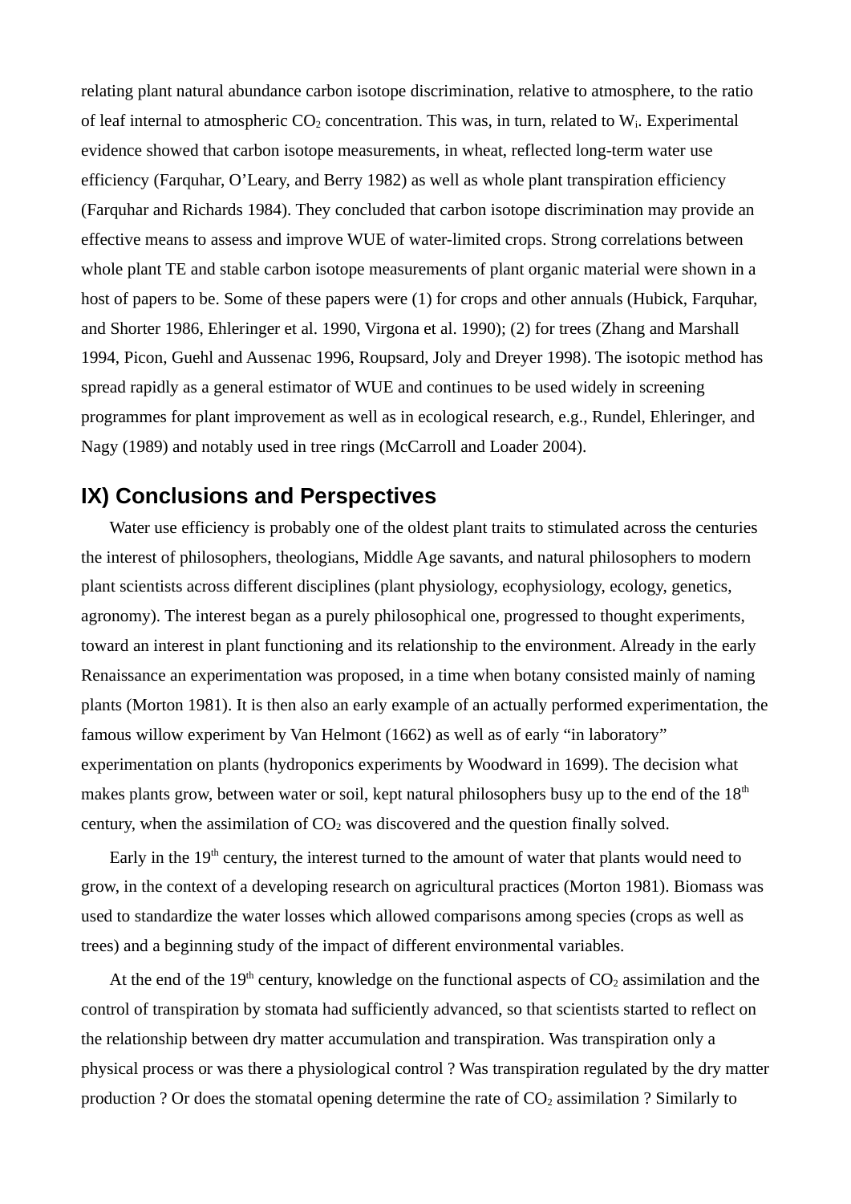relating plant natural abundance carbon isotope discrimination, relative to atmosphere, to the ratio of leaf internal to atmospheric $CO_2$ concentration. This was, in turn, related to $W_i$. Experimental evidence showed that carbon isotope measurements, in wheat, reflected long-term water use efficiency (Farquhar, O'Leary, and Berry 1982) as well as whole plant transpiration efficiency (Farquhar and Richards 1984). They concluded that carbon isotope discrimination may provide an effective means to assess and improve WUE of water-limited crops. Strong correlations between whole plant TE and stable carbon isotope measurements of plant organic material were shown in a host of papers to be. Some of these papers were (1) for crops and other annuals (Hubick, Farquhar, and Shorter 1986, Ehleringer et al. 1990, Virgona et al. 1990); (2) for trees (Zhang and Marshall 1994, Picon, Guehl and Aussenac 1996, Roupsard, Joly and Dreyer 1998). The isotopic method has spread rapidly as a general estimator of WUE and continues to be used widely in screening programmes for plant improvement as well as in ecological research, e.g., Rundel, Ehleringer, and Nagy (1989) and notably used in tree rings (McCarroll and Loader 2004).

## IX) Conclusions and Perspectives

Water use efficiency is probably one of the oldest plant traits to stimulated across the centuries the interest of philosophers, theologians, Middle Age savants, and natural philosophers to modern plant scientists across different disciplines (plant physiology, ecophysiology, ecology, genetics, agronomy). The interest began as a purely philosophical one, progressed to thought experiments, toward an interest in plant functioning and its relationship to the environment. Already in the early Renaissance an experimentation was proposed, in a time when botany consisted mainly of naming plants (Morton 1981). It is then also an early example of an actually performed experimentation, the famous willow experiment by Van Helmont (1662) as well as of early "in laboratory" experimentation on plants (hydroponics experiments by Woodward in 1699). The decision what makes plants grow, between water or soil, kept natural philosophers busy up to the end of the 18th century, when the assimilation of $CO_2$ was discovered and the question finally solved.

Early in the 19th century, the interest turned to the amount of water that plants would need to grow, in the context of a developing research on agricultural practices (Morton 1981). Biomass was used to standardize the water losses which allowed comparisons among species (crops as well as trees) and a beginning study of the impact of different environmental variables.

At the end of the 19th century, knowledge on the functional aspects of $CO_2$ assimilation and the control of transpiration by stomata had sufficiently advanced, so that scientists started to reflect on the relationship between dry matter accumulation and transpiration. Was transpiration only a physical process or was there a physiological control ? Was transpiration regulated by the dry matter production ? Or does the stomatal opening determine the rate of $CO_2$ assimilation ? Similarly to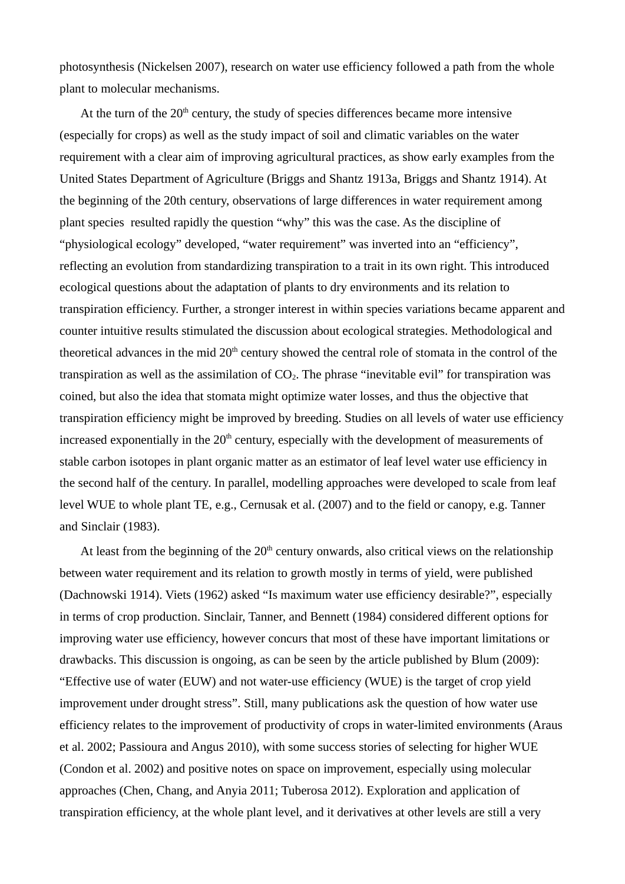photosynthesis (Nickelsen 2007), research on water use efficiency followed a path from the whole plant to molecular mechanisms.

At the turn of the 20th century, the study of species differences became more intensive (especially for crops) as well as the study impact of soil and climatic variables on the water requirement with a clear aim of improving agricultural practices, as show early examples from the United States Department of Agriculture (Briggs and Shantz 1913a, Briggs and Shantz 1914). At the beginning of the 20th century, observations of large differences in water requirement among plant species  resulted rapidly the question "why" this was the case. As the discipline of "physiological ecology" developed, "water requirement" was inverted into an "efficiency", reflecting an evolution from standardizing transpiration to a trait in its own right. This introduced ecological questions about the adaptation of plants to dry environments and its relation to transpiration efficiency. Further, a stronger interest in within species variations became apparent and counter intuitive results stimulated the discussion about ecological strategies. Methodological and theoretical advances in the mid 20th century showed the central role of stomata in the control of the transpiration as well as the assimilation of $CO_2$. The phrase "inevitable evil" for transpiration was coined, but also the idea that stomata might optimize water losses, and thus the objective that transpiration efficiency might be improved by breeding. Studies on all levels of water use efficiency increased exponentially in the 20th century, especially with the development of measurements of stable carbon isotopes in plant organic matter as an estimator of leaf level water use efficiency in the second half of the century. In parallel, modelling approaches were developed to scale from leaf level WUE to whole plant TE, e.g., Cernusak et al. (2007) and to the field or canopy, e.g. Tanner and Sinclair (1983).

At least from the beginning of the 20th century onwards, also critical views on the relationship between water requirement and its relation to growth mostly in terms of yield, were published (Dachnowski 1914). Viets (1962) asked "Is maximum water use efficiency desirable?", especially in terms of crop production. Sinclair, Tanner, and Bennett (1984) considered different options for improving water use efficiency, however concurs that most of these have important limitations or drawbacks. This discussion is ongoing, as can be seen by the article published by Blum (2009): "Effective use of water (EUW) and not water-use efficiency (WUE) is the target of crop yield improvement under drought stress". Still, many publications ask the question of how water use efficiency relates to the improvement of productivity of crops in water-limited environments (Araus et al. 2002; Passioura and Angus 2010), with some success stories of selecting for higher WUE (Condon et al. 2002) and positive notes on space on improvement, especially using molecular approaches (Chen, Chang, and Anyia 2011; Tuberosa 2012). Exploration and application of transpiration efficiency, at the whole plant level, and it derivatives at other levels are still a very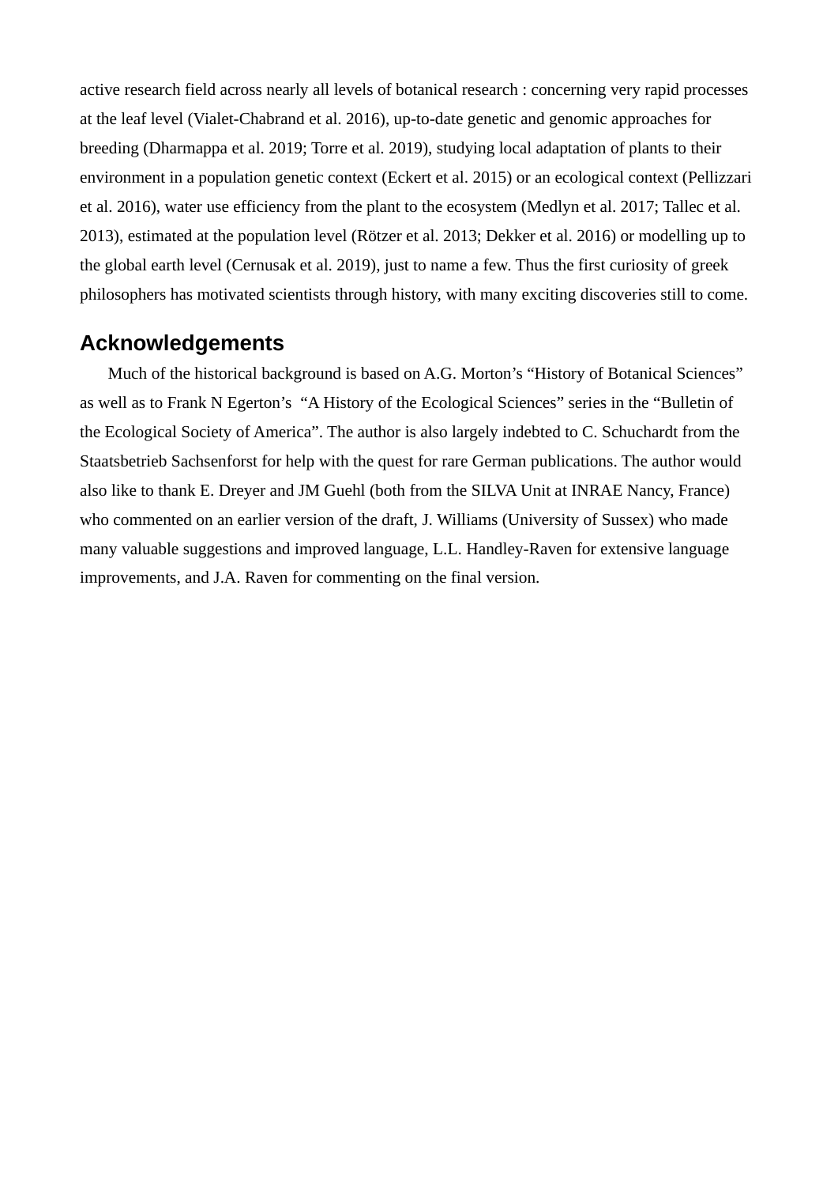active research field across nearly all levels of botanical research : concerning very rapid processes at the leaf level (Vialet-Chabrand et al. 2016), up-to-date genetic and genomic approaches for breeding (Dharmappa et al. 2019; Torre et al. 2019), studying local adaptation of plants to their environment in a population genetic context (Eckert et al. 2015) or an ecological context (Pellizzari et al. 2016), water use efficiency from the plant to the ecosystem (Medlyn et al. 2017; Tallec et al. 2013), estimated at the population level (Rötzer et al. 2013; Dekker et al. 2016) or modelling up to the global earth level (Cernusak et al. 2019), just to name a few. Thus the first curiosity of greek philosophers has motivated scientists through history, with many exciting discoveries still to come.

## Acknowledgements

Much of the historical background is based on A.G. Morton's "History of Botanical Sciences" as well as to Frank N Egerton's "A History of the Ecological Sciences" series in the "Bulletin of the Ecological Society of America". The author is also largely indebted to C. Schuchardt from the Staatsbetrieb Sachsenforst for help with the quest for rare German publications. The author would also like to thank E. Dreyer and JM Guehl (both from the SILVA Unit at INRAE Nancy, France) who commented on an earlier version of the draft, J. Williams (University of Sussex) who made many valuable suggestions and improved language, L.L. Handley-Raven for extensive language improvements, and J.A. Raven for commenting on the final version.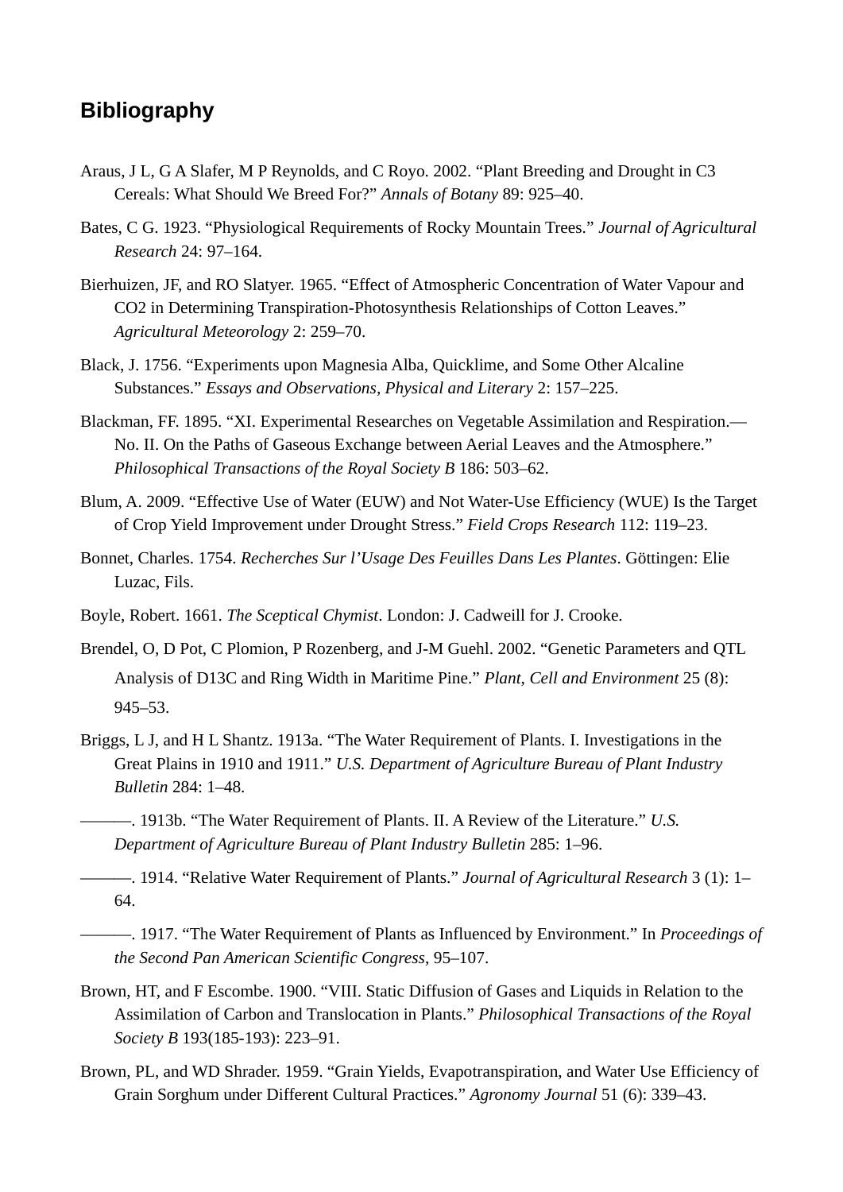## Bibliography

Araus, J L, G A Slafer, M P Reynolds, and C Royo. 2002. "Plant Breeding and Drought in C3 Cereals: What Should We Breed For?" *Annals of Botany* 89: 925–40.

Bates, C G. 1923. "Physiological Requirements of Rocky Mountain Trees." *Journal of Agricultural Research* 24: 97–164.

Bierhuizen, JF, and RO Slatyer. 1965. "Effect of Atmospheric Concentration of Water Vapour and CO2 in Determining Transpiration-Photosynthesis Relationships of Cotton Leaves." *Agricultural Meteorology* 2: 259–70.

Black, J. 1756. "Experiments upon Magnesia Alba, Quicklime, and Some Other Alcaline Substances." *Essays and Observations, Physical and Literary* 2: 157–225.

Blackman, FF. 1895. "XI. Experimental Researches on Vegetable Assimilation and Respiration.—No. II. On the Paths of Gaseous Exchange between Aerial Leaves and the Atmosphere." *Philosophical Transactions of the Royal Society B* 186: 503–62.

Blum, A. 2009. "Effective Use of Water (EUW) and Not Water-Use Efficiency (WUE) Is the Target of Crop Yield Improvement under Drought Stress." *Field Crops Research* 112: 119–23.

Bonnet, Charles. 1754. *Recherches Sur l'Usage Des Feuilles Dans Les Plantes*. Göttingen: Elie Luzac, Fils.

Boyle, Robert. 1661. *The Sceptical Chymist*. London: J. Cadweill for J. Crooke.

Brendel, O, D Pot, C Plomion, P Rozenberg, and J-M Guehl. 2002. "Genetic Parameters and QTL Analysis of D13C and Ring Width in Maritime Pine." *Plant, Cell and Environment* 25 (8): 945–53.

Briggs, L J, and H L Shantz. 1913a. "The Water Requirement of Plants. I. Investigations in the Great Plains in 1910 and 1911." *U.S. Department of Agriculture Bureau of Plant Industry Bulletin* 284: 1–48.

———. 1913b. "The Water Requirement of Plants. II. A Review of the Literature." *U.S. Department of Agriculture Bureau of Plant Industry Bulletin* 285: 1–96.

———. 1914. "Relative Water Requirement of Plants." *Journal of Agricultural Research* 3 (1): 1–64.

———. 1917. "The Water Requirement of Plants as Influenced by Environment." In *Proceedings of the Second Pan American Scientific Congress*, 95–107.

Brown, HT, and F Escombe. 1900. "VIII. Static Diffusion of Gases and Liquids in Relation to the Assimilation of Carbon and Translocation in Plants." *Philosophical Transactions of the Royal Society B* 193(185-193): 223–91.

Brown, PL, and WD Shrader. 1959. "Grain Yields, Evapotranspiration, and Water Use Efficiency of Grain Sorghum under Different Cultural Practices." *Agronomy Journal* 51 (6): 339–43.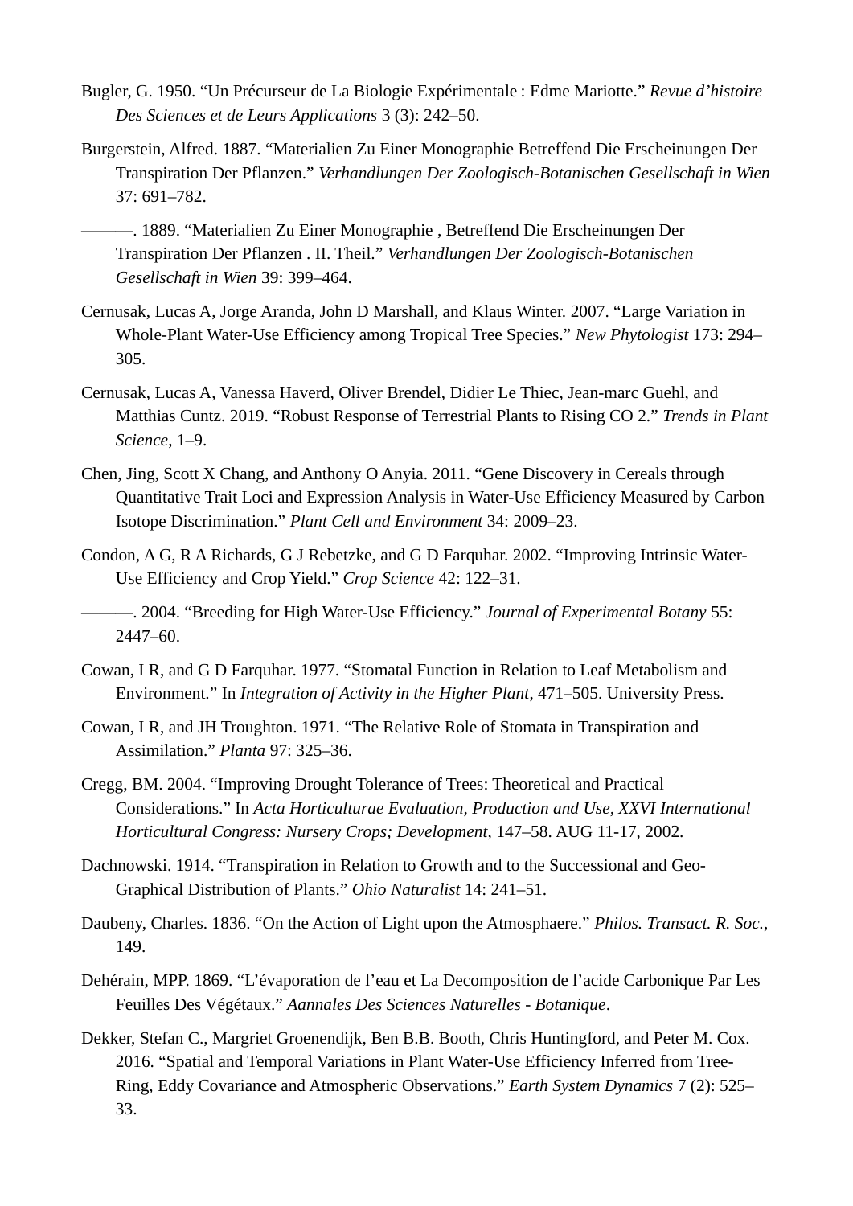Bugler, G. 1950. "Un Précurseur de La Biologie Expérimentale : Edme Mariotte." *Revue d'histoire Des Sciences et de Leurs Applications* 3 (3): 242–50.

Burgerstein, Alfred. 1887. "Materialien Zu Einer Monographie Betreffend Die Erscheinungen Der Transpiration Der Pflanzen." *Verhandlungen Der Zoologisch-Botanischen Gesellschaft in Wien* 37: 691–782.

———. 1889. "Materialien Zu Einer Monographie , Betreffend Die Erscheinungen Der Transpiration Der Pflanzen . II. Theil." *Verhandlungen Der Zoologisch-Botanischen Gesellschaft in Wien* 39: 399–464.

Cernusak, Lucas A, Jorge Aranda, John D Marshall, and Klaus Winter. 2007. "Large Variation in Whole-Plant Water-Use Efficiency among Tropical Tree Species." *New Phytologist* 173: 294–305.

Cernusak, Lucas A, Vanessa Haverd, Oliver Brendel, Didier Le Thiec, Jean-marc Guehl, and Matthias Cuntz. 2019. "Robust Response of Terrestrial Plants to Rising CO 2." *Trends in Plant Science*, 1–9.

Chen, Jing, Scott X Chang, and Anthony O Anyia. 2011. "Gene Discovery in Cereals through Quantitative Trait Loci and Expression Analysis in Water-Use Efficiency Measured by Carbon Isotope Discrimination." *Plant Cell and Environment* 34: 2009–23.

Condon, A G, R A Richards, G J Rebetzke, and G D Farquhar. 2002. "Improving Intrinsic Water-Use Efficiency and Crop Yield." *Crop Science* 42: 122–31.

———. 2004. "Breeding for High Water-Use Efficiency." *Journal of Experimental Botany* 55: 2447–60.

Cowan, I R, and G D Farquhar. 1977. "Stomatal Function in Relation to Leaf Metabolism and Environment." In *Integration of Activity in the Higher Plant*, 471–505. University Press.

Cowan, I R, and JH Troughton. 1971. "The Relative Role of Stomata in Transpiration and Assimilation." *Planta* 97: 325–36.

Cregg, BM. 2004. "Improving Drought Tolerance of Trees: Theoretical and Practical Considerations." In *Acta Horticulturae Evaluation, Production and Use, XXVI International Horticultural Congress: Nursery Crops; Development*, 147–58. AUG 11-17, 2002.

Dachnowski. 1914. "Transpiration in Relation to Growth and to the Successional and Geo-Graphical Distribution of Plants." *Ohio Naturalist* 14: 241–51.

Daubeny, Charles. 1836. "On the Action of Light upon the Atmosphaere." *Philos. Transact. R. Soc.*, 149.

Dehérain, MPP. 1869. "L'évaporation de l'eau et La Decomposition de l'acide Carbonique Par Les Feuilles Des Végétaux." *Aannales Des Sciences Naturelles - Botanique*.

Dekker, Stefan C., Margriet Groenendijk, Ben B.B. Booth, Chris Huntingford, and Peter M. Cox. 2016. "Spatial and Temporal Variations in Plant Water-Use Efficiency Inferred from Tree-Ring, Eddy Covariance and Atmospheric Observations." *Earth System Dynamics* 7 (2): 525–33.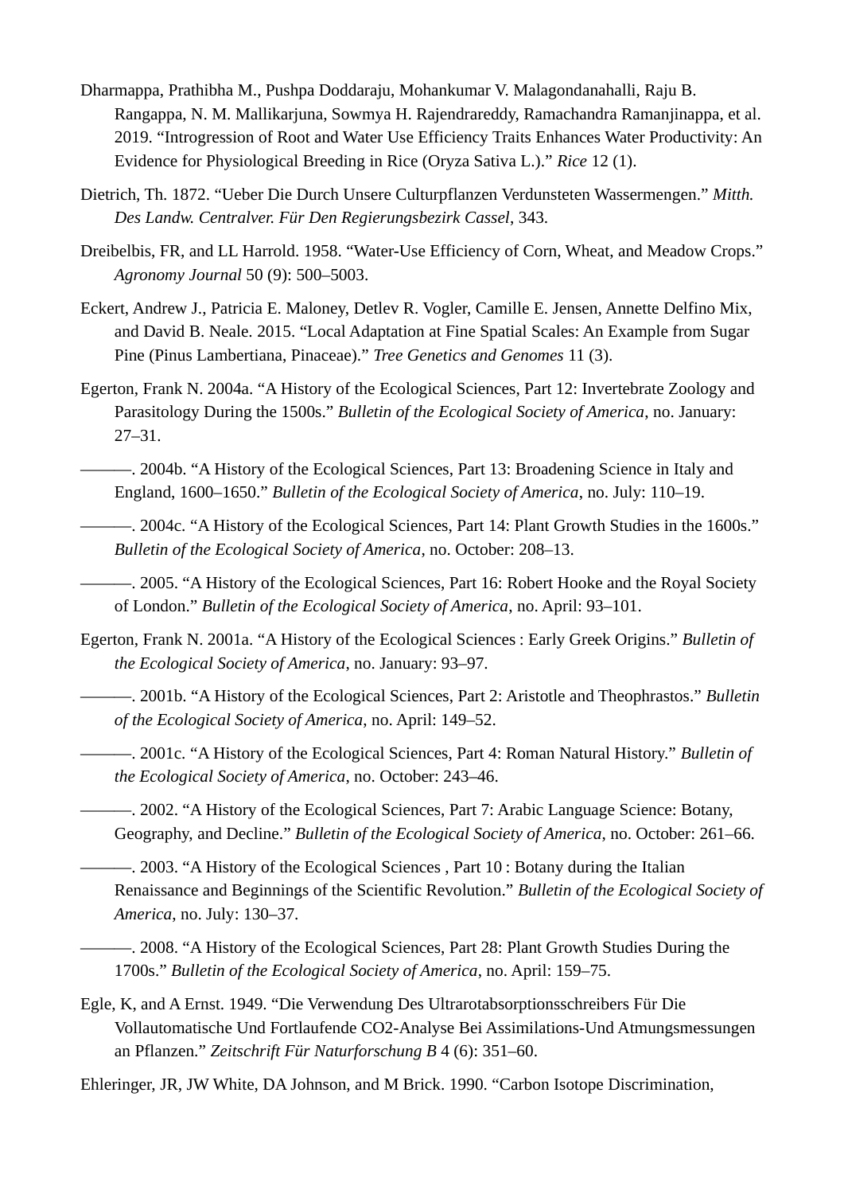Dharmappa, Prathibha M., Pushpa Doddaraju, Mohankumar V. Malagondanahalli, Raju B. Rangappa, N. M. Mallikarjuna, Sowmya H. Rajendrareddy, Ramachandra Ramanjinappa, et al. 2019. "Introgression of Root and Water Use Efficiency Traits Enhances Water Productivity: An Evidence for Physiological Breeding in Rice (Oryza Sativa L.)." *Rice* 12 (1).

Dietrich, Th. 1872. "Ueber Die Durch Unsere Culturpflanzen Verdunsteten Wassermengen." *Mitth. Des Landw. Centralver. Für Den Regierungsbezirk Cassel*, 343.

Dreibelbis, FR, and LL Harrold. 1958. "Water-Use Efficiency of Corn, Wheat, and Meadow Crops." *Agronomy Journal* 50 (9): 500–5003.

Eckert, Andrew J., Patricia E. Maloney, Detlev R. Vogler, Camille E. Jensen, Annette Delfino Mix, and David B. Neale. 2015. "Local Adaptation at Fine Spatial Scales: An Example from Sugar Pine (Pinus Lambertiana, Pinaceae)." *Tree Genetics and Genomes* 11 (3).

Egerton, Frank N. 2004a. "A History of the Ecological Sciences, Part 12: Invertebrate Zoology and Parasitology During the 1500s." *Bulletin of the Ecological Society of America*, no. January: 27–31.

———. 2004b. "A History of the Ecological Sciences, Part 13: Broadening Science in Italy and England, 1600–1650." *Bulletin of the Ecological Society of America*, no. July: 110–19.

———. 2004c. "A History of the Ecological Sciences, Part 14: Plant Growth Studies in the 1600s." *Bulletin of the Ecological Society of America*, no. October: 208–13.

———. 2005. "A History of the Ecological Sciences, Part 16: Robert Hooke and the Royal Society of London." *Bulletin of the Ecological Society of America*, no. April: 93–101.

Egerton, Frank N. 2001a. "A History of the Ecological Sciences : Early Greek Origins." *Bulletin of the Ecological Society of America*, no. January: 93–97.

———. 2001b. "A History of the Ecological Sciences, Part 2: Aristotle and Theophrastos." *Bulletin of the Ecological Society of America*, no. April: 149–52.

———. 2001c. "A History of the Ecological Sciences, Part 4: Roman Natural History." *Bulletin of the Ecological Society of America*, no. October: 243–46.

———. 2002. "A History of the Ecological Sciences, Part 7: Arabic Language Science: Botany, Geography, and Decline." *Bulletin of the Ecological Society of America*, no. October: 261–66.

———. 2003. "A History of the Ecological Sciences , Part 10 : Botany during the Italian Renaissance and Beginnings of the Scientific Revolution." *Bulletin of the Ecological Society of America*, no. July: 130–37.

———. 2008. "A History of the Ecological Sciences, Part 28: Plant Growth Studies During the 1700s." *Bulletin of the Ecological Society of America*, no. April: 159–75.

Egle, K, and A Ernst. 1949. "Die Verwendung Des Ultrarotabsorptionsschreibers Für Die Vollautomatische Und Fortlaufende CO2-Analyse Bei Assimilations-Und Atmungsmessungen an Pflanzen." *Zeitschrift Für Naturforschung B* 4 (6): 351–60.

Ehleringer, JR, JW White, DA Johnson, and M Brick. 1990. "Carbon Isotope Discrimination,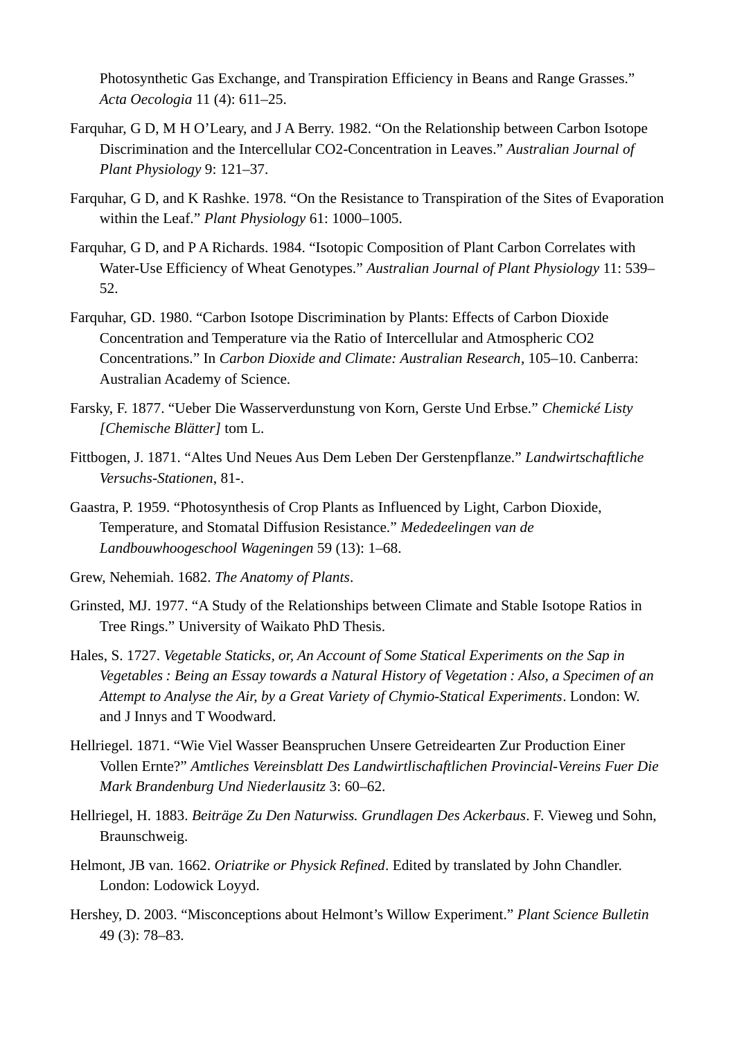Photosynthetic Gas Exchange, and Transpiration Efficiency in Beans and Range Grasses." *Acta Oecologia* 11 (4): 611–25.

Farquhar, G D, M H O'Leary, and J A Berry. 1982. "On the Relationship between Carbon Isotope Discrimination and the Intercellular CO2-Concentration in Leaves." *Australian Journal of Plant Physiology* 9: 121–37.

Farquhar, G D, and K Rashke. 1978. "On the Resistance to Transpiration of the Sites of Evaporation within the Leaf." *Plant Physiology* 61: 1000–1005.

Farquhar, G D, and P A Richards. 1984. "Isotopic Composition of Plant Carbon Correlates with Water-Use Efficiency of Wheat Genotypes." *Australian Journal of Plant Physiology* 11: 539–52.

Farquhar, GD. 1980. "Carbon Isotope Discrimination by Plants: Effects of Carbon Dioxide Concentration and Temperature via the Ratio of Intercellular and Atmospheric CO2 Concentrations." In *Carbon Dioxide and Climate: Australian Research*, 105–10. Canberra: Australian Academy of Science.

Farsky, F. 1877. "Ueber Die Wasserverdunstung von Korn, Gerste Und Erbse." *Chemické Listy [Chemische Blätter]* tom L.

Fittbogen, J. 1871. "Altes Und Neues Aus Dem Leben Der Gerstenpflanze." *Landwirtschaftliche Versuchs-Stationen*, 81-.

Gaastra, P. 1959. "Photosynthesis of Crop Plants as Influenced by Light, Carbon Dioxide, Temperature, and Stomatal Diffusion Resistance." *Mededeelingen van de Landbouwhoogeschool Wageningen* 59 (13): 1–68.

Grew, Nehemiah. 1682. *The Anatomy of Plants*.

Grinsted, MJ. 1977. "A Study of the Relationships between Climate and Stable Isotope Ratios in Tree Rings." University of Waikato PhD Thesis.

Hales, S. 1727. *Vegetable Staticks, or, An Account of Some Statical Experiments on the Sap in Vegetables : Being an Essay towards a Natural History of Vegetation : Also, a Specimen of an Attempt to Analyse the Air, by a Great Variety of Chymio-Statical Experiments*. London: W. and J Innys and T Woodward.

Hellriegel. 1871. "Wie Viel Wasser Beanspruchen Unsere Getreidearten Zur Production Einer Vollen Ernte?" *Amtliches Vereinsblatt Des Landwirtlischaftlichen Provincial-Vereins Fuer Die Mark Brandenburg Und Niederlausitz* 3: 60–62.

Hellriegel, H. 1883. *Beiträge Zu Den Naturwiss. Grundlagen Des Ackerbaus*. F. Vieweg und Sohn, Braunschweig.

Helmont, JB van. 1662. *Oriatrike or Physick Refined*. Edited by translated by John Chandler. London: Lodowick Loyyd.

Hershey, D. 2003. "Misconceptions about Helmont's Willow Experiment." *Plant Science Bulletin* 49 (3): 78–83.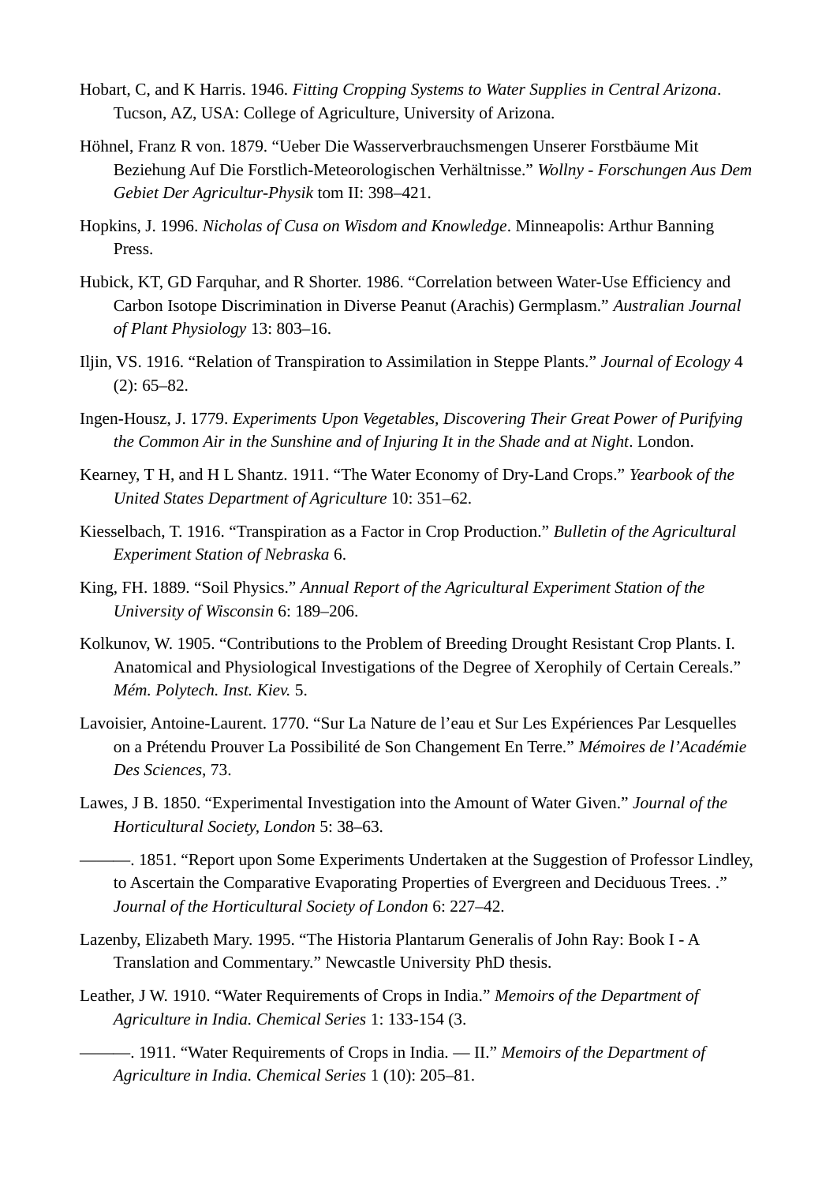Hobart, C, and K Harris. 1946. *Fitting Cropping Systems to Water Supplies in Central Arizona*. Tucson, AZ, USA: College of Agriculture, University of Arizona.

Höhnel, Franz R von. 1879. “Ueber Die Wasserverbrauchsmengen Unserer Forstbäume Mit Beziehung Auf Die Forstlich-Meteorologischen Verhältnisse.” *Wollny - Forschungen Aus Dem Gebiet Der Agricultur-Physik* tom II: 398–421.

Hopkins, J. 1996. *Nicholas of Cusa on Wisdom and Knowledge*. Minneapolis: Arthur Banning Press.

Hubick, KT, GD Farquhar, and R Shorter. 1986. “Correlation between Water-Use Efficiency and Carbon Isotope Discrimination in Diverse Peanut (Arachis) Germplasm.” *Australian Journal of Plant Physiology* 13: 803–16.

Iljin, VS. 1916. “Relation of Transpiration to Assimilation in Steppe Plants.” *Journal of Ecology* 4 (2): 65–82.

Ingen-Housz, J. 1779. *Experiments Upon Vegetables, Discovering Their Great Power of Purifying the Common Air in the Sunshine and of Injuring It in the Shade and at Night*. London.

Kearney, T H, and H L Shantz. 1911. “The Water Economy of Dry-Land Crops.” *Yearbook of the United States Department of Agriculture* 10: 351–62.

Kiesselbach, T. 1916. “Transpiration as a Factor in Crop Production.” *Bulletin of the Agricultural Experiment Station of Nebraska* 6.

King, FH. 1889. “Soil Physics.” *Annual Report of the Agricultural Experiment Station of the University of Wisconsin* 6: 189–206.

Kolkunov, W. 1905. “Contributions to the Problem of Breeding Drought Resistant Crop Plants. I. Anatomical and Physiological Investigations of the Degree of Xerophily of Certain Cereals.” *Mém. Polytech. Inst. Kiev.* 5.

Lavoisier, Antoine-Laurent. 1770. “Sur La Nature de l’eau et Sur Les Expériences Par Lesquelles on a Prétendu Prouver La Possibilité de Son Changement En Terre.” *Mémoires de l’Académie Des Sciences*, 73.

Lawes, J B. 1850. “Experimental Investigation into the Amount of Water Given.” *Journal of the Horticultural Society, London* 5: 38–63.

———. 1851. “Report upon Some Experiments Undertaken at the Suggestion of Professor Lindley, to Ascertain the Comparative Evaporating Properties of Evergreen and Deciduous Trees. .” *Journal of the Horticultural Society of London* 6: 227–42.

Lazenby, Elizabeth Mary. 1995. “The Historia Plantarum Generalis of John Ray: Book I - A Translation and Commentary.” Newcastle University PhD thesis.

Leather, J W. 1910. “Water Requirements of Crops in India.” *Memoirs of the Department of Agriculture in India. Chemical Series* 1: 133-154 (3.

———. 1911. “Water Requirements of Crops in India. — II.” *Memoirs of the Department of Agriculture in India. Chemical Series* 1 (10): 205–81.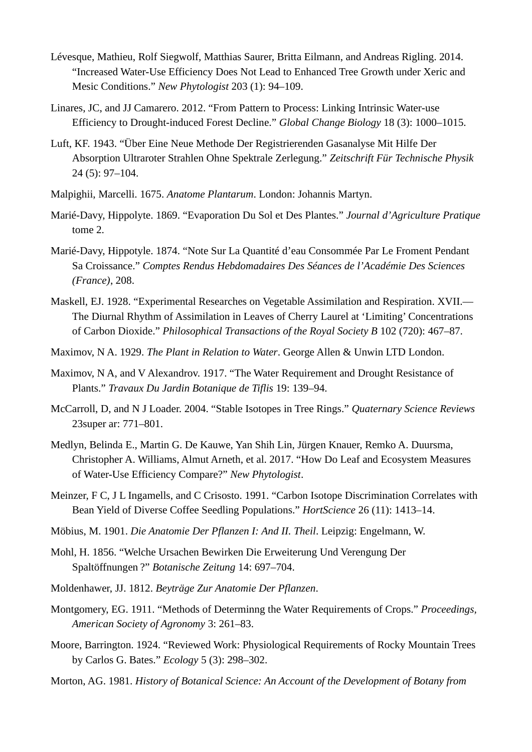Lévesque, Mathieu, Rolf Siegwolf, Matthias Saurer, Britta Eilmann, and Andreas Rigling. 2014. "Increased Water-Use Efficiency Does Not Lead to Enhanced Tree Growth under Xeric and Mesic Conditions." *New Phytologist* 203 (1): 94–109.

Linares, JC, and JJ Camarero. 2012. "From Pattern to Process: Linking Intrinsic Water-use Efficiency to Drought-induced Forest Decline." *Global Change Biology* 18 (3): 1000–1015.

Luft, KF. 1943. "Über Eine Neue Methode Der Registrierenden Gasanalyse Mit Hilfe Der Absorption Ultraroter Strahlen Ohne Spektrale Zerlegung." *Zeitschrift Für Technische Physik* 24 (5): 97–104.

Malpighii, Marcelli. 1675. *Anatome Plantarum*. London: Johannis Martyn.

Marié-Davy, Hippolyte. 1869. "Evaporation Du Sol et Des Plantes." *Journal d'Agriculture Pratique* tome 2.

Marié-Davy, Hippotyle. 1874. "Note Sur La Quantité d'eau Consommée Par Le Froment Pendant Sa Croissance." *Comptes Rendus Hebdomadaires Des Séances de l'Académie Des Sciences (France)*, 208.

Maskell, EJ. 1928. "Experimental Researches on Vegetable Assimilation and Respiration. XVII.—The Diurnal Rhythm of Assimilation in Leaves of Cherry Laurel at 'Limiting' Concentrations of Carbon Dioxide." *Philosophical Transactions of the Royal Society B* 102 (720): 467–87.

Maximov, N A. 1929. *The Plant in Relation to Water*. George Allen & Unwin LTD London.

Maximov, N A, and V Alexandrov. 1917. "The Water Requirement and Drought Resistance of Plants." *Travaux Du Jardin Botanique de Tiflis* 19: 139–94.

McCarroll, D, and N J Loader. 2004. "Stable Isotopes in Tree Rings." *Quaternary Science Reviews* 23super ar: 771–801.

Medlyn, Belinda E., Martin G. De Kauwe, Yan Shih Lin, Jürgen Knauer, Remko A. Duursma, Christopher A. Williams, Almut Arneth, et al. 2017. "How Do Leaf and Ecosystem Measures of Water-Use Efficiency Compare?" *New Phytologist*.

Meinzer, F C, J L Ingamells, and C Crisosto. 1991. "Carbon Isotope Discrimination Correlates with Bean Yield of Diverse Coffee Seedling Populations." *HortScience* 26 (11): 1413–14.

Möbius, M. 1901. *Die Anatomie Der Pflanzen I: And II. Theil*. Leipzig: Engelmann, W.

Mohl, H. 1856. "Welche Ursachen Bewirken Die Erweiterung Und Verengung Der Spaltöffnungen ?" *Botanische Zeitung* 14: 697–704.

Moldenhawer, JJ. 1812. *Beyträge Zur Anatomie Der Pflanzen*.

Montgomery, EG. 1911. "Methods of Determinng the Water Requirements of Crops." *Proceedings, American Society of Agronomy* 3: 261–83.

Moore, Barrington. 1924. "Reviewed Work: Physiological Requirements of Rocky Mountain Trees by Carlos G. Bates." *Ecology* 5 (3): 298–302.

Morton, AG. 1981. *History of Botanical Science: An Account of the Development of Botany from*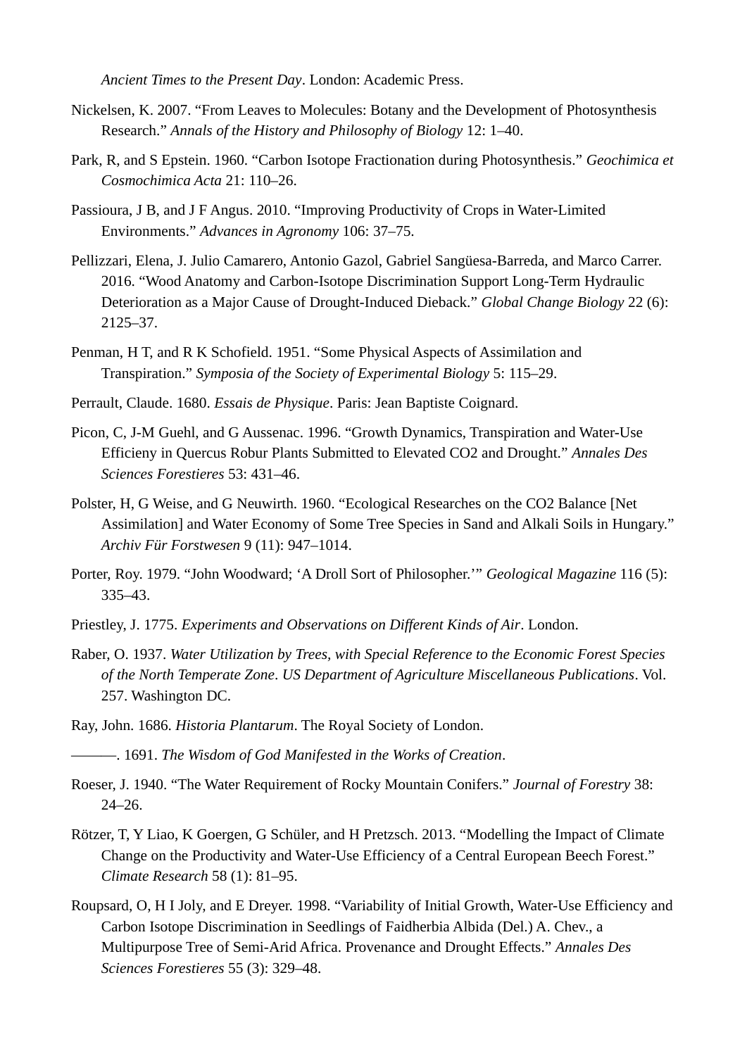*Ancient Times to the Present Day*. London: Academic Press.

Nickelsen, K. 2007. “From Leaves to Molecules: Botany and the Development of Photosynthesis Research.” *Annals of the History and Philosophy of Biology* 12: 1–40.

Park, R, and S Epstein. 1960. “Carbon Isotope Fractionation during Photosynthesis.” *Geochimica et Cosmochimica Acta* 21: 110–26.

Passioura, J B, and J F Angus. 2010. “Improving Productivity of Crops in Water-Limited Environments.” *Advances in Agronomy* 106: 37–75.

Pellizzari, Elena, J. Julio Camarero, Antonio Gazol, Gabriel Sangüesa-Barreda, and Marco Carrer. 2016. “Wood Anatomy and Carbon-Isotope Discrimination Support Long-Term Hydraulic Deterioration as a Major Cause of Drought-Induced Dieback.” *Global Change Biology* 22 (6): 2125–37.

Penman, H T, and R K Schofield. 1951. “Some Physical Aspects of Assimilation and Transpiration.” *Symposia of the Society of Experimental Biology* 5: 115–29.

Perrault, Claude. 1680. *Essais de Physique*. Paris: Jean Baptiste Coignard.

Picon, C, J-M Guehl, and G Aussenac. 1996. “Growth Dynamics, Transpiration and Water-Use Efficieny in Quercus Robur Plants Submitted to Elevated CO2 and Drought.” *Annales Des Sciences Forestieres* 53: 431–46.

Polster, H, G Weise, and G Neuwirth. 1960. “Ecological Researches on the CO2 Balance [Net Assimilation] and Water Economy of Some Tree Species in Sand and Alkali Soils in Hungary.” *Archiv Für Forstwesen* 9 (11): 947–1014.

Porter, Roy. 1979. “John Woodward; ‘A Droll Sort of Philosopher.’” *Geological Magazine* 116 (5): 335–43.

Priestley, J. 1775. *Experiments and Observations on Different Kinds of Air*. London.

Raber, O. 1937. *Water Utilization by Trees, with Special Reference to the Economic Forest Species of the North Temperate Zone*. *US Department of Agriculture Miscellaneous Publications*. Vol. 257. Washington DC.

Ray, John. 1686. *Historia Plantarum*. The Royal Society of London.

———. 1691. *The Wisdom of God Manifested in the Works of Creation*.

Roeser, J. 1940. “The Water Requirement of Rocky Mountain Conifers.” *Journal of Forestry* 38: 24–26.

Rötzer, T, Y Liao, K Goergen, G Schüler, and H Pretzsch. 2013. “Modelling the Impact of Climate Change on the Productivity and Water-Use Efficiency of a Central European Beech Forest.” *Climate Research* 58 (1): 81–95.

Roupsard, O, H I Joly, and E Dreyer. 1998. “Variability of Initial Growth, Water-Use Efficiency and Carbon Isotope Discrimination in Seedlings of Faidherbia Albida (Del.) A. Chev., a Multipurpose Tree of Semi-Arid Africa. Provenance and Drought Effects.” *Annales Des Sciences Forestieres* 55 (3): 329–48.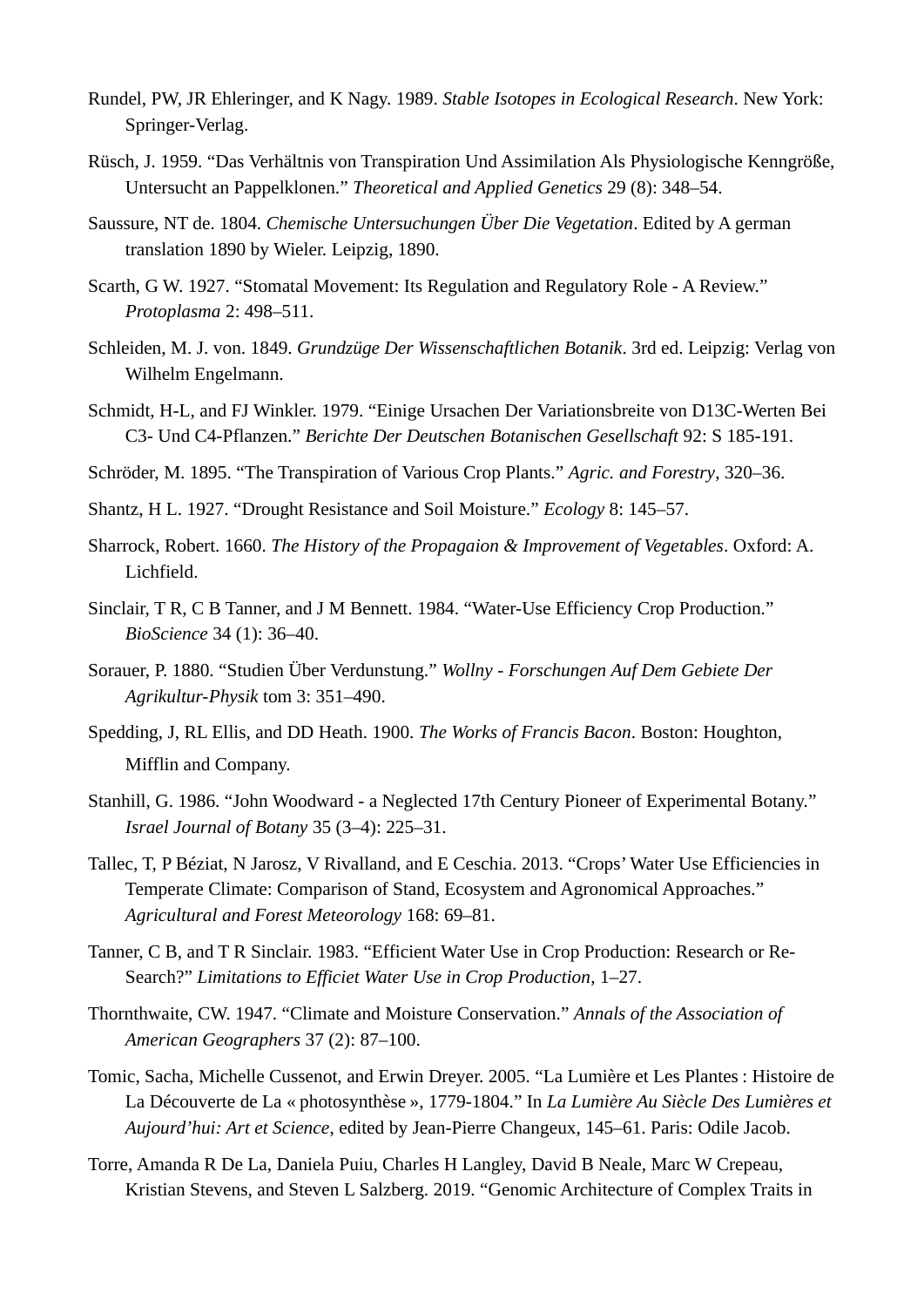Rundel, PW, JR Ehleringer, and K Nagy. 1989. *Stable Isotopes in Ecological Research*. New York: Springer-Verlag.

Rüsch, J. 1959. "Das Verhältnis von Transpiration Und Assimilation Als Physiologische Kenngröße, Untersucht an Pappelklonen." *Theoretical and Applied Genetics* 29 (8): 348–54.

Saussure, NT de. 1804. *Chemische Untersuchungen Über Die Vegetation*. Edited by A german translation 1890 by Wieler. Leipzig, 1890.

Scarth, G W. 1927. "Stomatal Movement: Its Regulation and Regulatory Role - A Review." *Protoplasma* 2: 498–511.

Schleiden, M. J. von. 1849. *Grundzüge Der Wissenschaftlichen Botanik*. 3rd ed. Leipzig: Verlag von Wilhelm Engelmann.

Schmidt, H-L, and FJ Winkler. 1979. "Einige Ursachen Der Variationsbreite von D13C-Werten Bei C3- Und C4-Pflanzen." *Berichte Der Deutschen Botanischen Gesellschaft* 92: S 185-191.

Schröder, M. 1895. "The Transpiration of Various Crop Plants." *Agric. and Forestry*, 320–36.

Shantz, H L. 1927. "Drought Resistance and Soil Moisture." *Ecology* 8: 145–57.

Sharrock, Robert. 1660. *The History of the Propagaion & Improvement of Vegetables*. Oxford: A. Lichfield.

Sinclair, T R, C B Tanner, and J M Bennett. 1984. "Water-Use Efficiency Crop Production." *BioScience* 34 (1): 36–40.

Sorauer, P. 1880. "Studien Über Verdunstung." *Wollny - Forschungen Auf Dem Gebiete Der Agrikultur-Physik* tom 3: 351–490.

Spedding, J, RL Ellis, and DD Heath. 1900. *The Works of Francis Bacon*. Boston: Houghton, Mifflin and Company.

Stanhill, G. 1986. "John Woodward - a Neglected 17th Century Pioneer of Experimental Botany." *Israel Journal of Botany* 35 (3–4): 225–31.

Tallec, T, P Béziat, N Jarosz, V Rivalland, and E Ceschia. 2013. "Crops' Water Use Efficiencies in Temperate Climate: Comparison of Stand, Ecosystem and Agronomical Approaches." *Agricultural and Forest Meteorology* 168: 69–81.

Tanner, C B, and T R Sinclair. 1983. "Efficient Water Use in Crop Production: Research or Re-Search?" *Limitations to Efficiet Water Use in Crop Production*, 1–27.

Thornthwaite, CW. 1947. "Climate and Moisture Conservation." *Annals of the Association of American Geographers* 37 (2): 87–100.

Tomic, Sacha, Michelle Cussenot, and Erwin Dreyer. 2005. "La Lumière et Les Plantes : Histoire de La Découverte de La « photosynthèse », 1779-1804." In *La Lumière Au Siècle Des Lumières et Aujourd'hui: Art et Science*, edited by Jean-Pierre Changeux, 145–61. Paris: Odile Jacob.

Torre, Amanda R De La, Daniela Puiu, Charles H Langley, David B Neale, Marc W Crepeau, Kristian Stevens, and Steven L Salzberg. 2019. "Genomic Architecture of Complex Traits in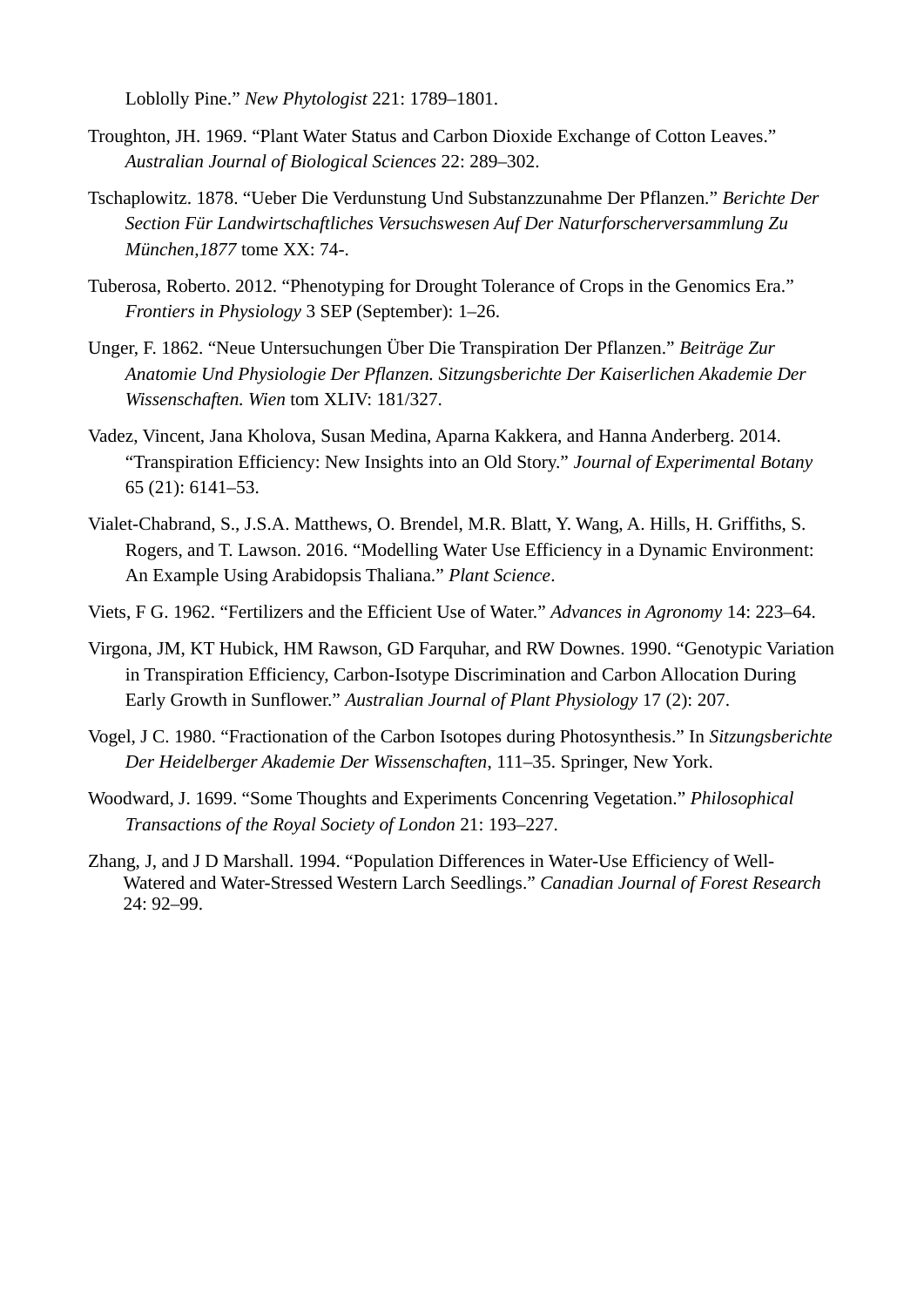Loblolly Pine." *New Phytologist* 221: 1789–1801.

Troughton, JH. 1969. "Plant Water Status and Carbon Dioxide Exchange of Cotton Leaves." *Australian Journal of Biological Sciences* 22: 289–302.

Tschaplowitz. 1878. "Ueber Die Verdunstung Und Substanzzunahme Der Pflanzen." *Berichte Der Section Für Landwirtschaftliches Versuchswesen Auf Der Naturforscherversammlung Zu München,1877* tome XX: 74-.

Tuberosa, Roberto. 2012. "Phenotyping for Drought Tolerance of Crops in the Genomics Era." *Frontiers in Physiology* 3 SEP (September): 1–26.

Unger, F. 1862. "Neue Untersuchungen Über Die Transpiration Der Pflanzen." *Beiträge Zur Anatomie Und Physiologie Der Pflanzen. Sitzungsberichte Der Kaiserlichen Akademie Der Wissenschaften. Wien* tom XLIV: 181/327.

Vadez, Vincent, Jana Kholova, Susan Medina, Aparna Kakkera, and Hanna Anderberg. 2014. "Transpiration Efficiency: New Insights into an Old Story." *Journal of Experimental Botany* 65 (21): 6141–53.

Vialet-Chabrand, S., J.S.A. Matthews, O. Brendel, M.R. Blatt, Y. Wang, A. Hills, H. Griffiths, S. Rogers, and T. Lawson. 2016. "Modelling Water Use Efficiency in a Dynamic Environment: An Example Using Arabidopsis Thaliana." *Plant Science*.

Viets, F G. 1962. "Fertilizers and the Efficient Use of Water." *Advances in Agronomy* 14: 223–64.

Virgona, JM, KT Hubick, HM Rawson, GD Farquhar, and RW Downes. 1990. "Genotypic Variation in Transpiration Efficiency, Carbon-Isotype Discrimination and Carbon Allocation During Early Growth in Sunflower." *Australian Journal of Plant Physiology* 17 (2): 207.

Vogel, J C. 1980. "Fractionation of the Carbon Isotopes during Photosynthesis." In *Sitzungsberichte Der Heidelberger Akademie Der Wissenschaften*, 111–35. Springer, New York.

Woodward, J. 1699. "Some Thoughts and Experiments Concenring Vegetation." *Philosophical Transactions of the Royal Society of London* 21: 193–227.

Zhang, J, and J D Marshall. 1994. "Population Differences in Water-Use Efficiency of Well-Watered and Water-Stressed Western Larch Seedlings." *Canadian Journal of Forest Research* 24: 92–99.